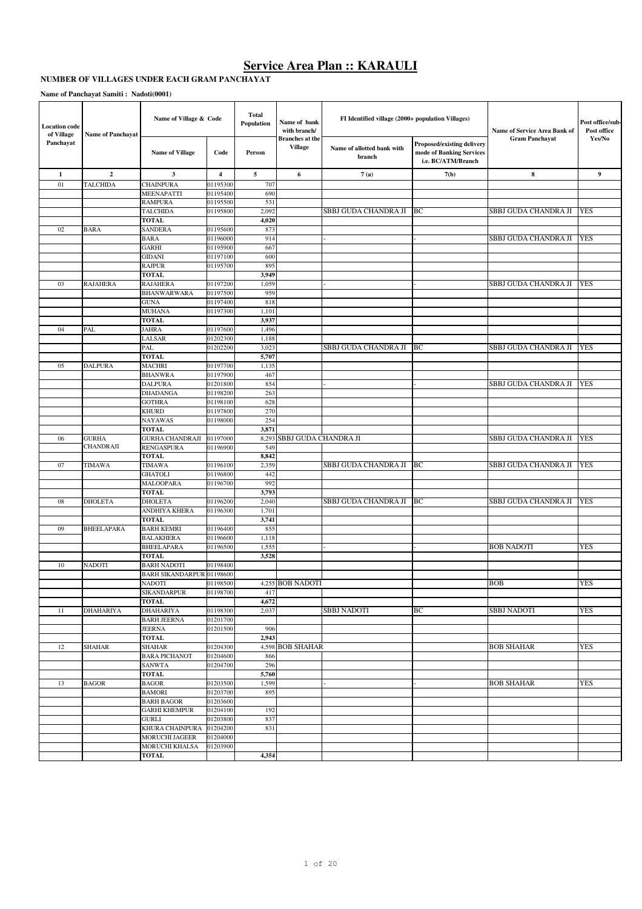# Service Area Plan :: KARAULI

**NUMBER OF VILLAGES UNDER EACH GRAM PANCHAYAT**

**Name of Panchayat Samiti : Nadoti(0001)**

| Location code of Village Panchayat | Name of Panchayat | Name of Village & Code | | Total Population | Name of bank with branch/ Branches at the Village | FI Identified village (2000+ population Villages) | | Name of Service Area Bank of Gram Panchayat | Post office/sub-Post office Yes/No |
|---|---|---|---|---|---|---|---|---|---|
| | | Name of Village | Code | Person | | Name of allotted bank with branch | Proposed/existing delivery mode of Banking Services i.e. BC/ATM/Branch | | |
| 1 | 2 | 3 | 4 | 5 | 6 | 7 (a) | 7(b) | 8 | 9 |
| 01 | TALCHIDA | CHAINPURA | 01195300 | 707 | | | | | |
| | | MEENAPATTI | 01195400 | 690 | | | | | |
| | | RAMPURA | 01195500 | 531 | | | | | |
| | | TALCHIDA | 01195800 | 2,092 | | SBBJ GUDA CHANDRA JI | BC | SBBJ GUDA CHANDRA JI | YES |
| | | TOTAL | | 4,020 | | | | | |
| 02 | BARA | SANDERA | 01195600 | 873 | | | | | |
| | | BARA | 01196000 | 914 | | - | - | SBBJ GUDA CHANDRA JI | YES |
| | | GARHI | 01195900 | 667 | | | | | |
| | | GIDANI | 01197100 | 600 | | | | | |
| | | RAJPUR | 01195700 | 895 | | | | | |
| | | TOTAL | | 3,949 | | | | | |
| 03 | RAJAHERA | RAJAHERA | 01197200 | 1,059 | | - | - | SBBJ GUDA CHANDRA JI | YES |
| | | BHANWARWARA | 01197500 | 959 | | | | | |
| | | GUNA | 01197400 | 818 | | | | | |
| | | MUHANA | 01197300 | 1,101 | | | | | |
| | | TOTAL | | 3,937 | | | | | |
| 04 | PAL | JAHRA | 01197600 | 1,496 | | | | | |
| | | LALSAR | 01202300 | 1,188 | | | | | |
| | | PAL | 01202200 | 3,023 | | SBBJ GUDA CHANDRA JI | BC | SBBJ GUDA CHANDRA JI | YES |
| | | TOTAL | | 5,707 | | | | | |
| 05 | DALPURA | MACHRI | 01197700 | 1,135 | | | | | |
| | | BHANWRA | 01197900 | 467 | | | | | |
| | | DALPURA | 01201800 | 854 | | - | - | SBBJ GUDA CHANDRA JI | YES |
| | | DHADANGA | 01198200 | 263 | | | | | |
| | | GOTHRA | 01198100 | 628 | | | | | |
| | | KHURD | 01197800 | 270 | | | | | |
| | | NAYAWAS | 01198000 | 254 | | | | | |
| | | TOTAL | | 3,871 | | | | | |
| 06 | GURHA CHANDRAJI | GURHA CHANDRAJI | 01197000 | 8,293 | SBBJ GUDA CHANDRA JI | | | SBBJ GUDA CHANDRA JI | YES |
| | | RENGASPURA | 01196900 | 549 | | | | | |
| | | TOTAL | | 8,842 | | | | | |
| 07 | TIMAWA | TIMAWA | 01196100 | 2,359 | | SBBJ GUDA CHANDRA JI | BC | SBBJ GUDA CHANDRA JI | YES |
| | | GHATOLI | 01196800 | 442 | | | | | |
| | | MALOOPARA | 01196700 | 992 | | | | | |
| | | TOTAL | | 3,793 | | | | | |
| 08 | DHOLETA | DHOLETA | 01196200 | 2,040 | | SBBJ GUDA CHANDRA JI | BC | SBBJ GUDA CHANDRA JI | YES |
| | | ANDHIYA KHERA | 01196300 | 1,701 | | | | | |
| | | TOTAL | | 3,741 | | | | | |
| 09 | BHEELAPARA | BARH KEMRI | 01196400 | 855 | | | | | |
| | | BALAKHERA | 01196600 | 1,118 | | | | | |
| | | BHEELAPARA | 01196500 | 1,555 | | - | - | BOB NADOTI | YES |
| | | TOTAL | | 3,528 | | | | | |
| 10 | NADOTI | BARH NADOTI | 01198400 | | | | | | |
| | | BARH SIKANDARPUR | 01198600 | | | | | | |
| | | NADOTI | 01198500 | 4,255 | BOB NADOTI | | | BOB | YES |
| | | SIKANDARPUR | 01198700 | 417 | | | | | |
| | | TOTAL | | 4,672 | | | | | |
| 11 | DHAHARIYA | DHAHARIYA | 01198300 | 2,037 | | SBBJ NADOTI | BC | SBBJ NADOTI | YES |
| | | BARH JEERNA | 01201700 | | | | | | |
| | | JEERNA | 01201500 | 906 | | | | | |
| | | TOTAL | | 2,943 | | | | | |
| 12 | SHAHAR | SHAHAR | 01204300 | 4,598 | BOB SHAHAR | | | BOB SHAHAR | YES |
| | | BARA PICHANOT | 01204600 | 866 | | | | | |
| | | SANWTA | 01204700 | 296 | | | | | |
| | | TOTAL | | 5,760 | | | | | |
| 13 | BAGOR | BAGOR | 01203500 | 1,599 | | - | - | BOB SHAHAR | YES |
| | | BAMORI | 01203700 | 895 | | | | | |
| | | BARH BAGOR | 01203600 | | | | | | |
| | | GARHI KHEMPUR | 01204100 | 192 | | | | | |
| | | GURLI | 01203800 | 837 | | | | | |
| | | KHURA CHAINPURA | 01204200 | 831 | | | | | |
| | | MORUCHI JAGEER | 01204000 | | | | | | |
| | | MORUCHI KHALSA | 01203900 | | | | | | |
| | | TOTAL | | 4,354 | | | | | |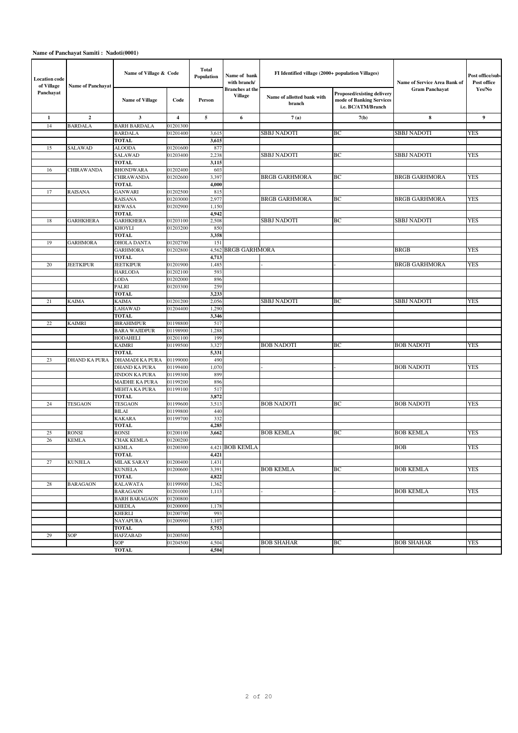**Name of Panchayat Samiti : Nadoti(0001)**

| Location code of Village Panchayat | Name of Panchayat | Name of Village & Code | | Total Population | Name of bank with branch/ Branches at the Village | FI Identified village (2000+ population Villages) | | Name of Service Area Bank of Gram Panchayat | Post office/sub-Post office Yes/No |
|---|---|---|---|---|---|---|---|---|---|
| | | Name of Village | Code | Person | | Name of allotted bank with branch | Proposed/existing delivery mode of Banking Services i.e. BC/ATM/Branch | | |
| 1 | 2 | 3 | 4 | 5 | 6 | 7 (a) | 7(b) | 8 | 9 |
| 14 | BARDALA | BARH BARDALA | 01201300 | | | | | | |
| | | BARDALA | 01201400 | 3,615 | | SBBJ NADOTI | BC | SBBJ NADOTI | YES |
| | | **TOTAL** | | **3,615** | | | | | |
| 15 | SALAWAD | ALOODA | 01201600 | 877 | | | | | |
| | | SALAWAD | 01203400 | 2,238 | | SBBJ NADOTI | BC | SBBJ NADOTI | YES |
| | | **TOTAL** | | **3,115** | | | | | |
| 16 | CHIRAWANDA | BHONDWARA | 01202400 | 603 | | | | | |
| | | CHIRAWANDA | 01202600 | 3,397 | | BRGB GARHMORA | BC | BRGB GARHMORA | YES |
| | | **TOTAL** | | **4,000** | | | | | |
| 17 | RAISANA | GANWARI | 01202500 | 815 | | | | | |
| | | RAISANA | 01203000 | 2,977 | | BRGB GARHMORA | BC | BRGB GARHMORA | YES |
| | | REWASA | 01202900 | 1,150 | | | | | |
| | | **TOTAL** | | **4,942** | | | | | |
| 18 | GARHKHERA | GARHKHERA | 01203100 | 2,508 | | SBBJ NADOTI | BC | SBBJ NADOTI | YES |
| | | KHOYLI | 01203200 | 850 | | | | | |
| | | **TOTAL** | | **3,358** | | | | | |
| 19 | GARHMORA | DHOLA DANTA | 01202700 | 151 | | | | | |
| | | GARHMORA | 01202800 | 4,562 | BRGB GARHMORA | | | BRGB | YES |
| | | **TOTAL** | | **4,713** | | | | | |
| 20 | JEETKIPUR | JEETKIPUR | 01201900 | 1,485 | | - | - | BRGB GARHMORA | YES |
| | | HARLODA | 01202100 | 593 | | | | | |
| | | LODA | 01202000 | 896 | | | | | |
| | | PALRI | 01203300 | 259 | | | | | |
| | | **TOTAL** | | **3,233** | | | | | |
| 21 | KAIMA | KAIMA | 01201200 | 2,056 | | SBBJ NADOTI | BC | SBBJ NADOTI | YES |
| | | LAHAWAD | 01204400 | 1,290 | | | | | |
| | | **TOTAL** | | **3,346** | | | | | |
| 22 | KAIMRI | IBRAHIMPUR | 01198800 | 517 | | | | | |
| | | BARA WAJIDPUR | 01198900 | 1,288 | | | | | |
| | | HODAHELI | 01201100 | 199 | | | | | |
| | | KAIMRI | 01199500 | 3,327 | | BOB NADOTI | BC | BOB NADOTI | YES |
| | | **TOTAL** | | **5,331** | | | | | |
| 23 | DHAND KA PURA | DHAMADI KA PURA | 01199000 | 490 | | | | | |
| | | DHAND KA PURA | 01199400 | 1,070 | | - | - | BOB NADOTI | YES |
| | | JINDON KA PURA | 01199300 | 899 | | | | | |
| | | MAIDHE KA PURA | 01199200 | 896 | | | | | |
| | | MEHTA KA PURA | 01199100 | 517 | | | | | |
| | | **TOTAL** | | **3,872** | | | | | |
| 24 | TESGAON | TESGAON | 01199600 | 3,513 | | BOB NADOTI | BC | BOB NADOTI | YES |
| | | BILAI | 01199800 | 440 | | | | | |
| | | KAKARA | 01199700 | 332 | | | | | |
| | | **TOTAL** | | **4,285** | | | | | |
| 25 | RONSI | RONSI | 01200100 | **3,662** | | BOB KEMLA | BC | BOB KEMLA | YES |
| 26 | KEMLA | CHAK KEMLA | 01200200 | | | | | | |
| | | KEMLA | 01200300 | 4,421 | BOB KEMLA | | | BOB | YES |
| | | **TOTAL** | | **4,421** | | | | | |
| 27 | KUNJELA | MILAK SARAY | 01200400 | 1,431 | | | | | |
| | | KUNJELA | 01200600 | 3,391 | | BOB KEMLA | BC | BOB KEMLA | YES |
| | | **TOTAL** | | **4,822** | | | | | |
| 28 | BARAGAON | RALAWATA | 01199900 | 1,362 | | | | | |
| | | BARAGAON | 01201000 | 1,113 | | - | - | BOB KEMLA | YES |
| | | BARH BARAGAON | 01200800 | | | | | | |
| | | KHEDLA | 01200000 | 1,178 | | | | | |
| | | KHERLI | 01200700 | 993 | | | | | |
| | | NAYAPURA | 01200900 | 1,107 | | | | | |
| | | **TOTAL** | | **5,753** | | | | | |
| 29 | SOP | HAFZABAD | 01200500 | | | | | | |
| | | SOP | 01204500 | 4,504 | | BOB SHAHAR | BC | BOB SHAHAR | YES |
| | | **TOTAL** | | **4,504** | | | | | |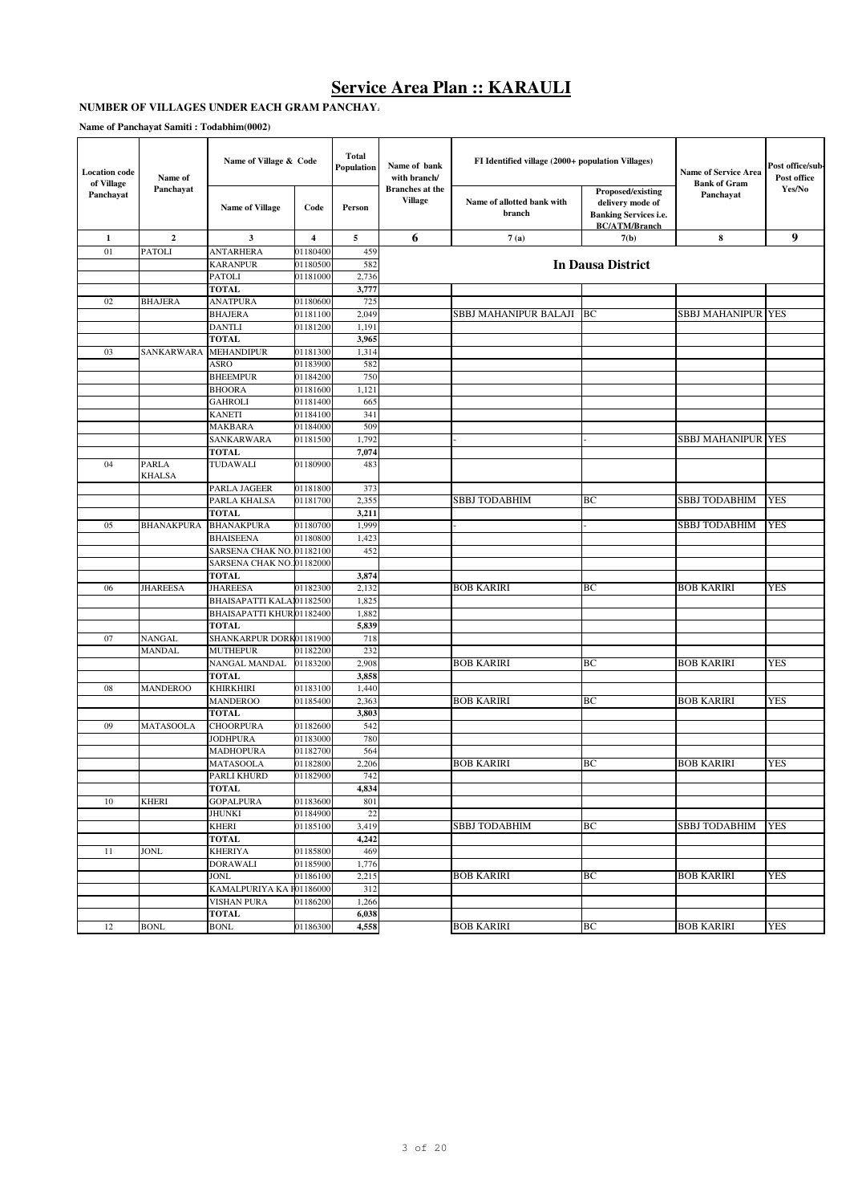# Service Area Plan :: KARAULI

**NUMBER OF VILLAGES UNDER EACH GRAM PANCHAYA**

**Name of Panchayat Samiti : Todabhim(0002)**

| Location code of Village Panchayat | Name of Panchayat | Name of Village & Code | | Total Population | Name of bank with branch/ Branches at the Village | FI Identified village (2000+ population Villages) | | Name of Service Area Bank of Gram Panchayat | Post office/sub-Post office Yes/No |
|---|---|---|---|---|---|---|---|---|---|
| | | Name of Village | Code | Person | | Name of allotted bank with branch | Proposed/existing delivery mode of Banking Services i.e. BC/ATM/Branch | | |
| 1 | 2 | 3 | 4 | 5 | 6 | 7 (a) | 7(b) | 8 | 9 |
| 01 | PATOLI | ANTARHERA | 01180400 | 459 | | In Dausa District | | | |
| | | KARANPUR | 01180500 | 582 | | | | | |
| | | PATOLI | 01181000 | 2,736 | | | | | |
| | | TOTAL | | 3,777 | | | | | |
| 02 | BHAJERA | ANATPURA | 01180600 | 725 | | | | | |
| | | BHAJERA | 01181100 | 2,049 | | SBBJ MAHANIPUR BALAJI | BC | SBBJ MAHANIPUR | YES |
| | | DANTLI | 01181200 | 1,191 | | | | | |
| | | TOTAL | | 3,965 | | | | | |
| 03 | SANKARWARA | MEHANDIPUR | 01181300 | 1,314 | | | | | |
| | | ASRO | 01183900 | 582 | | | | | |
| | | BHEEMPUR | 01184200 | 750 | | | | | |
| | | BHOORA | 01181600 | 1,121 | | | | | |
| | | GAHROLI | 01181400 | 665 | | | | | |
| | | KANETI | 01184100 | 341 | | | | | |
| | | MAKBARA | 01184000 | 509 | | | | | |
| | | SANKARWARA | 01181500 | 1,792 | | - | - | SBBJ MAHANIPUR | YES |
| | | TOTAL | | 7,074 | | | | | |
| 04 | PARLA KHALSA | TUDAWALI | 01180900 | 483 | | | | | |
| | | PARLA JAGEER | 01181800 | 373 | | | | | |
| | | PARLA KHALSA | 01181700 | 2,355 | | SBBJ TODABHIM | BC | SBBJ TODABHIM | YES |
| | | TOTAL | | 3,211 | | | | | |
| 05 | BHANAKPURA | BHANAKPURA | 01180700 | 1,999 | | - | - | SBBJ TODABHIM | YES |
| | | BHAISEENA | 01180800 | 1,423 | | | | | |
| | | SARSENA CHAK NO. | 01182100 | 452 | | | | | |
| | | SARSENA CHAK NO. | 01182000 | | | | | | |
| | | TOTAL | | 3,874 | | | | | |
| 06 | JHAREESA | JHAREESA | 01182300 | 2,132 | | BOB KARIRI | BC | BOB KARIRI | YES |
| | | BHAISAPATTI KALA | 01182500 | 1,825 | | | | | |
| | | BHAISAPATTI KHUR | 01182400 | 1,882 | | | | | |
| | | TOTAL | | 5,839 | | | | | |
| 07 | NANGAL MANDAL | SHANKARPUR DORK | 01181900 | 718 | | | | | |
| | | MUTHEPUR | 01182200 | 232 | | | | | |
| | | NANGAL MANDAL | 01183200 | 2,908 | | BOB KARIRI | BC | BOB KARIRI | YES |
| | | TOTAL | | 3,858 | | | | | |
| 08 | MANDEROO | KHIRKHIRI | 01183100 | 1,440 | | | | | |
| | | MANDEROO | 01185400 | 2,363 | | BOB KARIRI | BC | BOB KARIRI | YES |
| | | TOTAL | | 3,803 | | | | | |
| 09 | MATASOOLA | CHOORPURA | 01182600 | 542 | | | | | |
| | | JODHPURA | 01183000 | 780 | | | | | |
| | | MADHOPURA | 01182700 | 564 | | | | | |
| | | MATASOOLA | 01182800 | 2,206 | | BOB KARIRI | BC | BOB KARIRI | YES |
| | | PARLI KHURD | 01182900 | 742 | | | | | |
| | | TOTAL | | 4,834 | | | | | |
| 10 | KHERI | GOPALPURA | 01183600 | 801 | | | | | |
| | | JHUNKI | 01184900 | 22 | | | | | |
| | | KHERI | 01185100 | 3,419 | | SBBJ TODABHIM | BC | SBBJ TODABHIM | YES |
| | | TOTAL | | 4,242 | | | | | |
| 11 | JONL | KHERIYA | 01185800 | 469 | | | | | |
| | | DORAWALI | 01185900 | 1,776 | | | | | |
| | | JONL | 01186100 | 2,215 | | BOB KARIRI | BC | BOB KARIRI | YES |
| | | KAMALPURIYA KA P | 01186000 | 312 | | | | | |
| | | VISHAN PURA | 01186200 | 1,266 | | | | | |
| | | TOTAL | | 6,038 | | | | | |
| 12 | BONL | BONL | 01186300 | 4,558 | | BOB KARIRI | BC | BOB KARIRI | YES |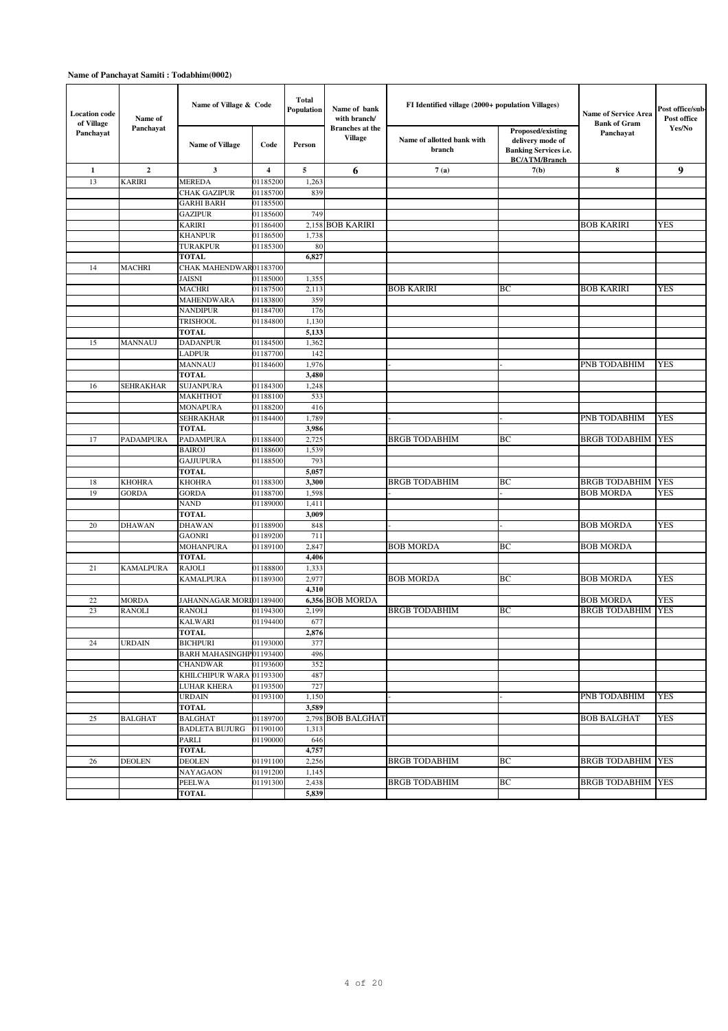**Name of Panchayat Samiti : Todabhim(0002)**

| Location code of Village Panchayat | Name of Panchayat | Name of Village & Code | | Total Population | Name of bank with branch/ Branches at the Village | FI Identified village (2000+ population Villages) | | Name of Service Area Bank of Gram Panchayat | Post office/sub-Post office Yes/No |
|---|---|---|---|---|---|---|---|---|---|
| | | Name of Village | Code | Person | | Name of allotted bank with branch | Proposed/existing delivery mode of Banking Services i.e. BC/ATM/Branch | | |
| 1 | 2 | 3 | 4 | 5 | 6 | 7 (a) | 7(b) | 8 | 9 |
| 13 | KARIRI | MEREDA | 01185200 | 1,263 | | | | | |
| | | CHAK GAZIPUR | 01185700 | 839 | | | | | |
| | | GARHI BARH | 01185500 | | | | | | |
| | | GAZIPUR | 01185600 | 749 | | | | | |
| | | KARIRI | 01186400 | 2,158 | BOB KARIRI | | | BOB KARIRI | YES |
| | | KHANPUR | 01186500 | 1,738 | | | | | |
| | | TURAKPUR | 01185300 | 80 | | | | | |
| | | **TOTAL** | | **6,827** | | | | | |
| 14 | MACHRI | CHAK MAHENDWAR | 01183700 | | | | | | |
| | | JAISNI | 01185000 | 1,355 | | | | | |
| | | MACHRI | 01187500 | 2,113 | | BOB KARIRI | BC | BOB KARIRI | YES |
| | | MAHENDWARA | 01183800 | 359 | | | | | |
| | | NANDIPUR | 01184700 | 176 | | | | | |
| | | TRISHOOL | 01184800 | 1,130 | | | | | |
| | | **TOTAL** | | **5,133** | | | | | |
| 15 | MANNAUJ | DADANPUR | 01184500 | 1,362 | | | | | |
| | | LADPUR | 01187700 | 142 | | | | | |
| | | MANNAUJ | 01184600 | 1,976 | | - | - | PNB TODABHIM | YES |
| | | **TOTAL** | | **3,480** | | | | | |
| 16 | SEHRAKHAR | SUJANPURA | 01184300 | 1,248 | | | | | |
| | | MAKHTHOT | 01188100 | 533 | | | | | |
| | | MONAPURA | 01188200 | 416 | | | | | |
| | | SEHRAKHAR | 01184400 | 1,789 | | - | - | PNB TODABHIM | YES |
| | | **TOTAL** | | **3,986** | | | | | |
| 17 | PADAMPURA | PADAMPURA | 01188400 | 2,725 | | BRGB TODABHIM | BC | BRGB TODABHIM | YES |
| | | BAIROJ | 01188600 | 1,539 | | | | | |
| | | GAJJUPURA | 01188500 | 793 | | | | | |
| | | **TOTAL** | | **5,057** | | | | | |
| 18 | KHOHRA | KHOHRA | 01188300 | **3,300** | | BRGB TODABHIM | BC | BRGB TODABHIM | YES |
| 19 | GORDA | GORDA | 01188700 | 1,598 | | - | - | BOB MORDA | YES |
| | | NAND | 01189000 | 1,411 | | | | | |
| | | **TOTAL** | | **3,009** | | | | | |
| 20 | DHAWAN | DHAWAN | 01188900 | 848 | | - | - | BOB MORDA | YES |
| | | GAONRI | 01189200 | 711 | | | | | |
| | | MOHANPURA | 01189100 | 2,847 | | BOB MORDA | BC | BOB MORDA | |
| | | **TOTAL** | | **4,406** | | | | | |
| 21 | KAMALPURA | RAJOLI | 01188800 | 1,333 | | | | | |
| | | KAMALPURA | 01189300 | 2,977 | | BOB MORDA | BC | BOB MORDA | YES |
| | | | | **4,310** | | | | | |
| 22 | MORDA | JAHANNAGAR MORD | 01189400 | **6,356** | BOB MORDA | | | BOB MORDA | YES |
| 23 | RANOLI | RANOLI | 01194300 | 2,199 | | BRGB TODABHIM | BC | BRGB TODABHIM | YES |
| | | KALWARI | 01194400 | 677 | | | | | |
| | | **TOTAL** | | **2,876** | | | | | |
| 24 | URDAIN | BICHPURI | 01193000 | 377 | | | | | |
| | | BARH MAHASINGHP | 01193400 | 496 | | | | | |
| | | CHANDWAR | 01193600 | 352 | | | | | |
| | | KHILCHIPUR WARA | 01193300 | 487 | | | | | |
| | | LUHAR KHERA | 01193500 | 727 | | | | | |
| | | URDAIN | 01193100 | 1,150 | | - | - | PNB TODABHIM | YES |
| | | **TOTAL** | | **3,589** | | | | | |
| 25 | BALGHAT | BALGHAT | 01189700 | 2,798 | BOB BALGHAT | | | BOB BALGHAT | YES |
| | | BADLETA BUJURG | 01190100 | 1,313 | | | | | |
| | | PARLI | 01190000 | 646 | | | | | |
| | | **TOTAL** | | **4,757** | | | | | |
| 26 | DEOLEN | DEOLEN | 01191100 | 2,256 | | BRGB TODABHIM | BC | BRGB TODABHIM | YES |
| | | NAYAGAON | 01191200 | 1,145 | | | | | |
| | | PEELWA | 01191300 | 2,438 | | BRGB TODABHIM | BC | BRGB TODABHIM | YES |
| | | **TOTAL** | | **5,839** | | | | | |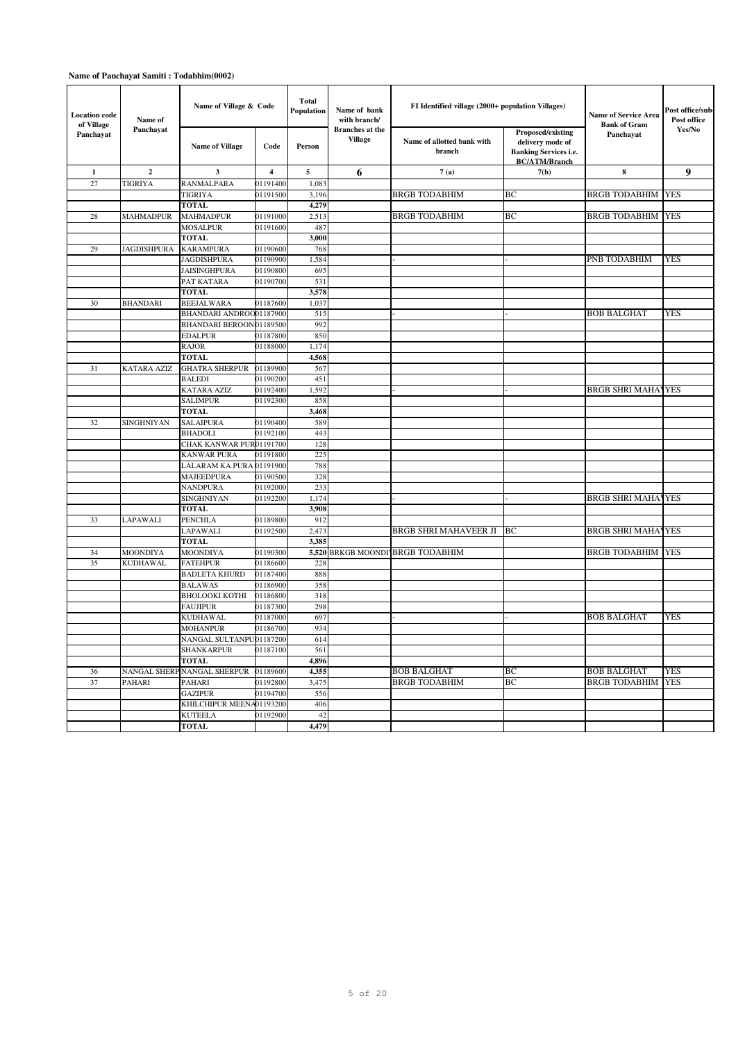**Name of Panchayat Samiti : Todabhim(0002)**

| Location code of Village Panchayat | Name of Panchayat | Name of Village & Code | | Total Population | Name of bank with branch/ Branches at the Village | FI Identified village (2000+ population Villages) | | Name of Service Area Bank of Gram Panchayat | Post office/sub-Post office Yes/No |
|---|---|---|---|---|---|---|---|---|---|
| | | Name of Village | Code | Person | | Name of allotted bank with branch | Proposed/existing delivery mode of Banking Services i.e. BC/ATM/Branch | | |
| 1 | 2 | 3 | 4 | 5 | 6 | 7 (a) | 7(b) | 8 | 9 |
| 27 | TIGRIYA | RANMALPARA | 01191400 | 1,083 | | | | | |
| | | TIGRIYA | 01191500 | 3,196 | | BRGB TODABHIM | BC | BRGB TODABHIM | YES |
| | | **TOTAL** | | **4,279** | | | | | |
| 28 | MAHMADPUR | MAHMADPUR | 01191000 | 2,513 | | BRGB TODABHIM | BC | BRGB TODABHIM | YES |
| | | MOSALPUR | 01191600 | 487 | | | | | |
| | | **TOTAL** | | **3,000** | | | | | |
| 29 | JAGDISHPURA | KARAMPURA | 01190600 | 768 | | | | | |
| | | JAGDISHPURA | 01190900 | 1,584 | | - | - | PNB TODABHIM | YES |
| | | JAISINGHPURA | 01190800 | 695 | | | | | |
| | | PAT KATARA | 01190700 | 531 | | | | | |
| | | **TOTAL** | | **3,578** | | | | | |
| 30 | BHANDARI | BEEJALWARA | 01187600 | 1,037 | | | | | |
| | | BHANDARI ANDROO | 01187900 | 515 | | - | - | BOB BALGHAT | YES |
| | | BHANDARI BEROON | 01189500 | 992 | | | | | |
| | | EDALPUR | 01187800 | 850 | | | | | |
| | | RAJOR | 01188000 | 1,174 | | | | | |
| | | **TOTAL** | | **4,568** | | | | | |
| 31 | KATARA AZIZ | GHATRA SHERPUR | 01189900 | 567 | | | | | |
| | | BALEDI | 01190200 | 451 | | | | | |
| | | KATARA AZIZ | 01192400 | 1,592 | | - | - | BRGB SHRI MAHAV | YES |
| | | SALIMPUR | 01192300 | 858 | | | | | |
| | | **TOTAL** | | **3,468** | | | | | |
| 32 | SINGHNIYAN | SALAIPURA | 01190400 | 589 | | | | | |
| | | BHADOLI | 01192100 | 443 | | | | | |
| | | CHAK KANWAR PUR | 01191700 | 128 | | | | | |
| | | KANWAR PURA | 01191800 | 225 | | | | | |
| | | LALARAM KA PURA | 01191900 | 788 | | | | | |
| | | MAJEEDPURA | 01190500 | 328 | | | | | |
| | | NANDPURA | 01192000 | 233 | | | | | |
| | | SINGHNIYAN | 01192200 | 1,174 | | - | - | BRGB SHRI MAHAV | YES |
| | | **TOTAL** | | **3,908** | | | | | |
| 33 | LAPAWALI | PENCHLA | 01189800 | 912 | | | | | |
| | | LAPAWALI | 01192500 | 2,473 | | BRGB SHRI MAHAVEER JI | BC | BRGB SHRI MAHAV | YES |
| | | **TOTAL** | | **3,385** | | | | | |
| 34 | MOONDIYA | MOONDIYA | 01190300 | **5,520** | BRKGB MOONDI | BRGB TODABHIM | | BRGB TODABHIM | YES |
| 35 | KUDHAWAL | FATEHPUR | 01186600 | 228 | | | | | |
| | | BADLETA KHURD | 01187400 | 888 | | | | | |
| | | BALAWAS | 01186900 | 358 | | | | | |
| | | BHOLOOKI KOTHI | 01186800 | 318 | | | | | |
| | | FAUJIPUR | 01187300 | 298 | | | | | |
| | | KUDHAWAL | 01187000 | 697 | | - | - | BOB BALGHAT | YES |
| | | MOHANPUR | 01186700 | 934 | | | | | |
| | | NANGAL SULTANPU | 01187200 | 614 | | | | | |
| | | SHANKARPUR | 01187100 | 561 | | | | | |
| | | **TOTAL** | | **4,896** | | | | | |
| 36 | NANGAL SHERP | NANGAL SHERPUR | 01189600 | **4,355** | | BOB BALGHAT | BC | BOB BALGHAT | YES |
| 37 | PAHARI | PAHARI | 01192800 | 3,475 | | BRGB TODABHIM | BC | BRGB TODABHIM | YES |
| | | GAZIPUR | 01194700 | 556 | | | | | |
| | | KHILCHIPUR MEENA | 01193200 | 406 | | | | | |
| | | KUTEELA | 01192900 | 42 | | | | | |
| | | **TOTAL** | | **4,479** | | | | | |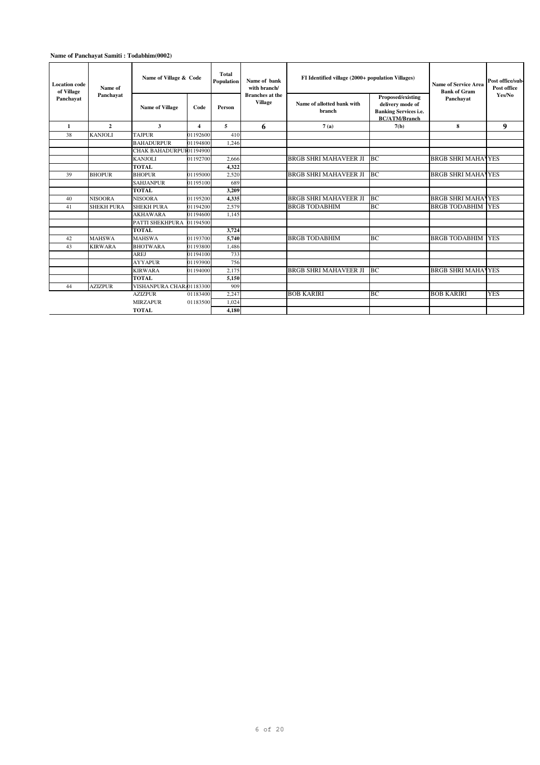**Name of Panchayat Samiti : Todabhim(0002)**

| Location code of Village Panchayat | Name of Panchayat | Name of Village & Code | | Total Population | Name of bank with branch/ Branches at the Village | FI Identified village (2000+ population Villages) | | Name of Service Area Bank of Gram Panchayat | Post office/sub-Post office Yes/No |
|---|---|---|---|---|---|---|---|---|---|
| | | Name of Village | Code | Person | | Name of allotted bank with branch | Proposed/existing delivery mode of Banking Services i.e. BC/ATM/Branch | | |
| 1 | 2 | 3 | 4 | 5 | 6 | 7 (a) | 7(b) | 8 | 9 |
| 38 | KANJOLI | TAJPUR | 01192600 | 410 | | | | | |
| | | BAHADURPUR | 01194800 | 1,246 | | | | | |
| | | CHAK BAHADURPUR | 01194900 | | | | | | |
| | | KANJOLI | 01192700 | 2,666 | | BRGB SHRI MAHAVEER JI | BC | BRGB SHRI MAHAV | YES |
| | | **TOTAL** | | **4,322** | | | | | |
| 39 | BHOPUR | BHOPUR | 01195000 | 2,520 | | BRGB SHRI MAHAVEER JI | BC | BRGB SHRI MAHAV | YES |
| | | SAHJANPUR | 01195100 | 689 | | | | | |
| | | **TOTAL** | | **3,209** | | | | | |
| 40 | NISOORA | NISOORA | 01195200 | **4,335** | | BRGB SHRI MAHAVEER JI | BC | BRGB SHRI MAHAV | YES |
| 41 | SHEKH PURA | SHEKH PURA | 01194200 | 2,579 | | BRGB TODABHIM | BC | BRGB TODABHIM | YES |
| | | AKHAWARA | 01194600 | 1,145 | | | | | |
| | | PATTI SHEKHPURA | 01194500 | | | | | | |
| | | **TOTAL** | | **3,724** | | | | | |
| 42 | MAHSWA | MAHSWA | 01193700 | **5,740** | | BRGB TODABHIM | BC | BRGB TODABHIM | YES |
| 43 | KIRWARA | BHOTWARA | 01193800 | 1,486 | | | | | |
| | | AREJ | 01194100 | 733 | | | | | |
| | | AYYAPUR | 01193900 | 756 | | | | | |
| | | KIRWARA | 01194000 | 2,175 | | BRGB SHRI MAHAVEER JI | BC | BRGB SHRI MAHAV | YES |
| | | **TOTAL** | | **5,150** | | | | | |
| 44 | AZIZPUR | VISHANPURA CHARA | 01183300 | 909 | | | | | |
| | | AZIZPUR | 01183400 | 2,247 | | BOB KARIRI | BC | BOB KARIRI | YES |
| | | MIRZAPUR | 01183500 | 1,024 | | | | | |
| | | **TOTAL** | | **4,180** | | | | | |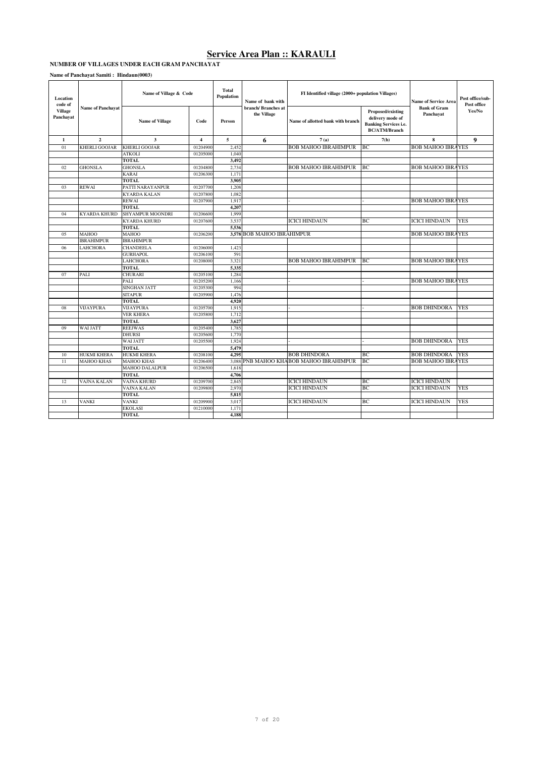# Service Area Plan :: KARAULI

**NUMBER OF VILLAGES UNDER EACH GRAM PANCHAYAT**

**Name of Panchayat Samiti : Hindaun(0003)**

| Location code of Village Panchayat | Name of Panchayat | Name of Village & Code | | Total Population | Name of bank with branch/ Branches at the Village | FI Identified village (2000+ population Villages) | | Name of Service Area Bank of Gram Panchayat | Post office/sub-Post office Yes/No |
|---|---|---|---|---|---|---|---|---|---|
| | | Name of Village | Code | Person | | Name of allotted bank with branch | Proposed/existing delivery mode of Banking Services i.e. BC/ATM/Branch | | |
| 1 | 2 | 3 | 4 | 5 | 6 | 7 (a) | 7(b) | 8 | 9 |
| 01 | KHERLI GOOJAR | KHERLI GOOJAR | 01204900 | 2,452 | | BOB MAHOO IBRAHIMPUR | BC | BOB MAHOO IBRAHIMPUR | YES |
| | | ATKOLI | 01205000 | 1,040 | | | | | |
| | | **TOTAL** | | **3,492** | | | | | |
| 02 | GHONSLA | GHONSLA | 01204800 | 2,734 | | BOB MAHOO IBRAHIMPUR | BC | BOB MAHOO IBRAHIMPUR | YES |
| | | KARAI | 01206300 | 1,171 | | | | | |
| | | **TOTAL** | | **3,905** | | | | | |
| 03 | REWAI | PATTI NARAYANPUR | 01207700 | 1,208 | | | | | |
| | | KYARDA KALAN | 01207800 | 1,082 | | | | | |
| | | REWAI | 01207900 | 1,917 | | - | - | BOB MAHOO IBRAHIMPUR | YES |
| | | **TOTAL** | | **4,207** | | | | | |
| 04 | KYARDA KHURD | SHYAMPUR MOONDRI | 01206600 | 1,999 | | | | | |
| | | KYARDA KHURD | 01207600 | 3,537 | | ICICI HINDAUN | BC | ICICI HINDAUN | YES |
| | | **TOTAL** | | **5,536** | | | | | |
| 05 | MAHOO IBRAHIMPUR | MAHOO IBRAHIMPUR | 01206200 | **3,578** | BOB MAHOO IBRAHIMPUR | | | BOB MAHOO IBRAHIMPUR | YES |
| 06 | LAHCHORA | CHANDEELA | 01206000 | 1,423 | | | | | |
| | | GURHAPOL | 01206100 | 591 | | | | | |
| | | LAHCHORA | 01208000 | 3,321 | | BOB MAHOO IBRAHIMPUR | BC | BOB MAHOO IBRAHIMPUR | YES |
| | | **TOTAL** | | **5,335** | | | | | |
| 07 | PALI | CHURARI | 01205100 | 1,284 | | | | | |
| | | PALI | 01205200 | 1,166 | | - | - | BOB MAHOO IBRAHIMPUR | YES |
| | | SINGHAN JATT | 01205300 | 994 | | | | | |
| | | SITAPUR | 01205900 | 1,476 | | | | | |
| | | **TOTAL** | | **4,920** | | | | | |
| 08 | VIJAYPURA | VIJAYPURA | 01205700 | 1,915 | | - | - | BOB DHINDORA | YES |
| | | VER KHERA | 01205800 | 1,712 | | | | | |
| | | **TOTAL** | | **3,627** | | | | | |
| 09 | WAI JATT | REEJWAS | 01205400 | 1,785 | | | | | |
| | | DHURSI | 01205600 | 1,770 | | | | | |
| | | WAI JATT | 01205500 | 1,924 | | - | - | BOB DHINDORA | YES |
| | | **TOTAL** | | **5,479** | | | | | |
| 10 | HUKMI KHERA | HUKMI KHERA | 01208100 | **4,295** | | BOB DHINDORA | BC | BOB DHINDORA | YES |
| 11 | MAHOO KHAS | MAHOO KHAS | 01206400 | 3,088 | PNB MAHOO KHAS | BOB MAHOO IBRAHIMPUR | BC | BOB MAHOO IBRAHIMPUR | YES |
| | | MAHOO DALALPUR | 01206500 | 1,618 | | | | | |
| | | **TOTAL** | | **4,706** | | | | | |
| 12 | VAJNA KALAN | VAJNA KHURD | 01209700 | 2,845 | | ICICI HINDAUN | BC | ICICI HINDAUN | |
| | | VAJNA KALAN | 01209800 | 2,970 | | ICICI HINDAUN | BC | ICICI HINDAUN | YES |
| | | **TOTAL** | | **5,815** | | | | | |
| 13 | VANKI | VANKI | 01209900 | 3,017 | | ICICI HINDAUN | BC | ICICI HINDAUN | YES |
| | | EKOLASI | 01210000 | 1,171 | | | | | |
| | | **TOTAL** | | **4,188** | | | | | |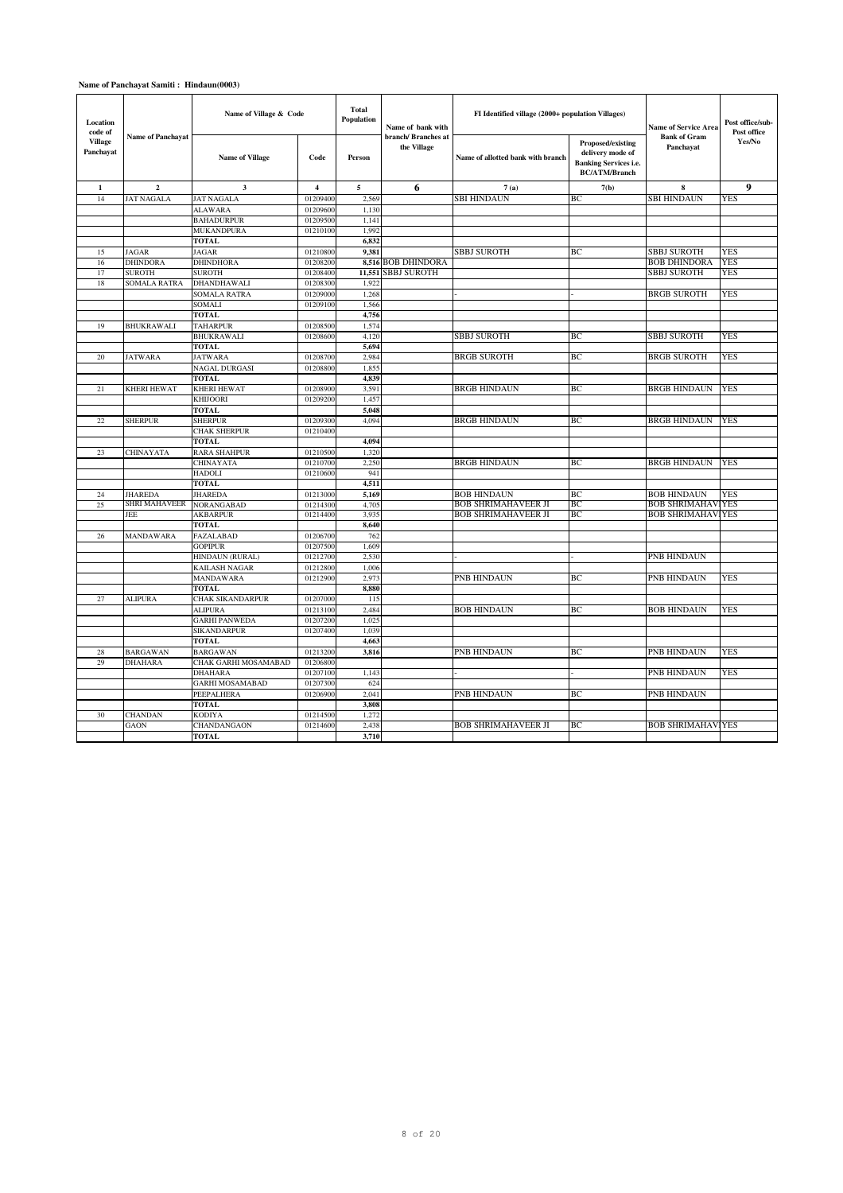**Name of Panchayat Samiti : Hindaun(0003)**

| Location code of Village Panchayat | Name of Panchayat | Name of Village & Code | | Total Population | Name of bank with branch/ Branches at the Village | FI Identified village (2000+ population Villages) | | Name of Service Area Bank of Gram Panchayat | Post office/sub-Post office Yes/No |
|---|---|---|---|---|---|---|---|---|---|
| | | Name of Village | Code | Person | | Name of allotted bank with branch | Proposed/existing delivery mode of Banking Services i.e. BC/ATM/Branch | | |
| 1 | 2 | 3 | 4 | 5 | 6 | 7 (a) | 7(b) | 8 | 9 |
| 14 | JAT NAGALA | JAT NAGALA | 01209400 | 2,569 | | SBI HINDAUN | BC | SBI HINDAUN | YES |
| | | ALAWARA | 01209600 | 1,130 | | | | | |
| | | BAHADURPUR | 01209500 | 1,141 | | | | | |
| | | MUKANDPURA | 01210100 | 1,992 | | | | | |
| | | **TOTAL** | | **6,832** | | | | | |
| 15 | JAGAR | JAGAR | 01210800 | **9,381** | | SBBJ SUROTH | BC | SBBJ SUROTH | YES |
| 16 | DHINDORA | DHINDHORA | 01208200 | **8,516** | BOB DHINDORA | | | BOB DHINDORA | YES |
| 17 | SUROTH | SUROTH | 01208400 | **11,551** | SBBJ SUROTH | | | SBBJ SUROTH | YES |
| 18 | SOMALA RATRA | DHANDHAWALI | 01208300 | 1,922 | | | | | |
| | | SOMALA RATRA | 01209000 | 1,268 | | - | - | BRGB SUROTH | YES |
| | | SOMALI | 01209100 | 1,566 | | | | | |
| | | **TOTAL** | | **4,756** | | | | | |
| 19 | BHUKRAWALI | TAHARPUR | 01208500 | 1,574 | | | | | |
| | | BHUKRAWALI | 01208600 | 4,120 | | SBBJ SUROTH | BC | SBBJ SUROTH | YES |
| | | **TOTAL** | | **5,694** | | | | | |
| 20 | JATWARA | JATWARA | 01208700 | 2,984 | | BRGB SUROTH | BC | BRGB SUROTH | YES |
| | | NAGAL DURGASI | 01208800 | 1,855 | | | | | |
| | | **TOTAL** | | **4,839** | | | | | |
| 21 | KHERI HEWAT | KHERI HEWAT | 01208900 | 3,591 | | BRGB HINDAUN | BC | BRGB HINDAUN | YES |
| | | KHIJOORI | 01209200 | 1,457 | | | | | |
| | | **TOTAL** | | **5,048** | | | | | |
| 22 | SHERPUR | SHERPUR | 01209300 | 4,094 | | BRGB HINDAUN | BC | BRGB HINDAUN | YES |
| | | CHAK SHERPUR | 01210400 | | | | | | |
| | | **TOTAL** | | **4,094** | | | | | |
| 23 | CHINAYATA | RARA SHAHPUR | 01210500 | 1,320 | | | | | |
| | | CHINAYATA | 01210700 | 2,250 | | BRGB HINDAUN | BC | BRGB HINDAUN | YES |
| | | HADOLI | 01210600 | 941 | | | | | |
| | | **TOTAL** | | **4,511** | | | | | |
| 24 | JHAREDA | JHAREDA | 01213000 | **5,169** | | BOB HINDAUN | BC | BOB HINDAUN | YES |
| 25 | SHRI MAHAVEER JEE | NORANGABAD | 01214300 | 4,705 | | BOB SHRIMAHAVEER JI | BC | BOB SHRIMAHAVI | YES |
| | | AKBARPUR | 01214400 | 3,935 | | BOB SHRIMAHAVEER JI | BC | BOB SHRIMAHAVI | YES |
| | | **TOTAL** | | **8,640** | | | | | |
| 26 | MANDAWARA | FAZALABAD | 01206700 | 762 | | | | | |
| | | GOPIPUR | 01207500 | 1,609 | | | | | |
| | | HINDAUN (RURAL) | 01212700 | 2,530 | | - | - | PNB HINDAUN | |
| | | KAILASH NAGAR | 01212800 | 1,006 | | | | | |
| | | MANDAWARA | 01212900 | 2,973 | | PNB HINDAUN | BC | PNB HINDAUN | YES |
| | | **TOTAL** | | **8,880** | | | | | |
| 27 | ALIPURA | CHAK SIKANDARPUR | 01207000 | 115 | | | | | |
| | | ALIPURA | 01213100 | 2,484 | | BOB HINDAUN | BC | BOB HINDAUN | YES |
| | | GARHI PANWEDA | 01207200 | 1,025 | | | | | |
| | | SIKANDARPUR | 01207400 | 1,039 | | | | | |
| | | **TOTAL** | | **4,663** | | | | | |
| 28 | BARGAWAN | BARGAWAN | 01213200 | **3,816** | | PNB HINDAUN | BC | PNB HINDAUN | YES |
| 29 | DHAHARA | CHAK GARHI MOSAMABAD | 01206800 | | | | | | |
| | | DHAHARA | 01207100 | 1,143 | | - | - | PNB HINDAUN | YES |
| | | GARHI MOSAMABAD | 01207300 | 624 | | | | | |
| | | PEEPALHERA | 01206900 | 2,041 | | PNB HINDAUN | BC | PNB HINDAUN | |
| | | **TOTAL** | | **3,808** | | | | | |
| 30 | CHANDAN GAON | KODIYA | 01214500 | 1,272 | | | | | |
| | | CHANDANGAON | 01214600 | 2,438 | | BOB SHRIMAHAVEER JI | BC | BOB SHRIMAHAVI | YES |
| | | **TOTAL** | | **3,710** | | | | | |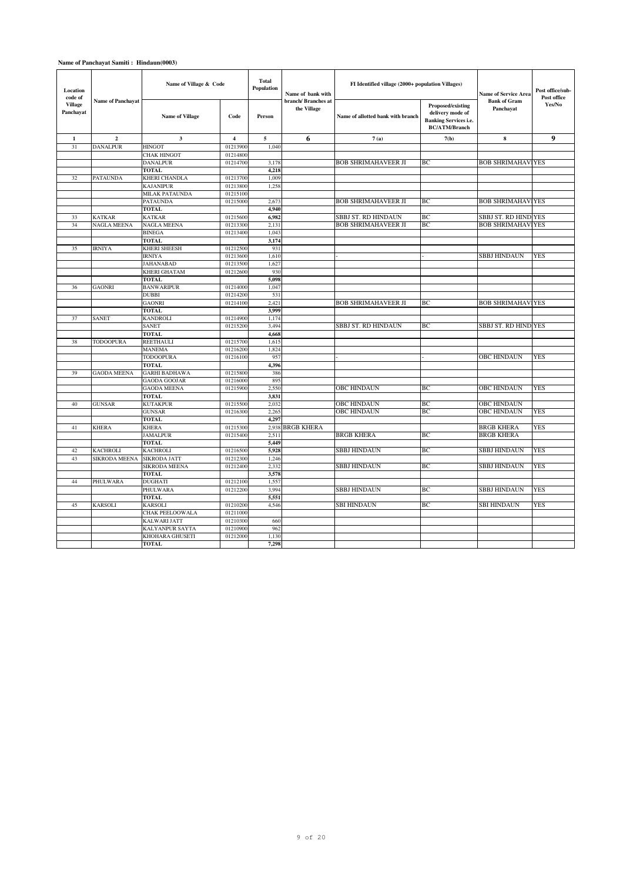**Name of Panchayat Samiti : Hindaun(0003)**

| Location code of Village Panchayat | Name of Panchayat | Name of Village & Code | | Total Population | Name of bank with branch/ Branches at the Village | FI Identified village (2000+ population Villages) | | Name of Service Area Bank of Gram Panchayat | Post office/sub-Post office Yes/No |
|---|---|---|---|---|---|---|---|---|---|
| | | Name of Village | Code | Person | | Name of allotted bank with branch | Proposed/existing delivery mode of Banking Services i.e. BC/ATM/Branch | | |
| 1 | 2 | 3 | 4 | 5 | 6 | 7 (a) | 7(b) | 8 | 9 |
| 31 | DANALPUR | HINGOT | 01213900 | 1,040 | | | | | |
| | | CHAK HINGOT | 01214800 | | | | | | |
| | | DANALPUR | 01214700 | 3,178 | | BOB SHRIMAHAVEER JI | BC | BOB SHRIMAHAV | YES |
| | | **TOTAL** | | **4,218** | | | | | |
| 32 | PATAUNDA | KHERI CHANDLA | 01213700 | 1,009 | | | | | |
| | | KAJANIPUR | 01213800 | 1,258 | | | | | |
| | | MILAK PATAUNDA | 01215100 | | | | | | |
| | | PATAUNDA | 01215000 | 2,673 | | BOB SHRIMAHAVEER JI | BC | BOB SHRIMAHAV | YES |
| | | **TOTAL** | | **4,940** | | | | | |
| 33 | KATKAR | KATKAR | 01215600 | 6,982 | | SBBJ ST. RD HINDAUN | BC | SBBJ ST. RD HIND | YES |
| 34 | NAGLA MEENA | NAGLA MEENA | 01213300 | 2,131 | | BOB SHRIMAHAVEER JI | BC | BOB SHRIMAHAV | YES |
| | | BINEGA | 01213400 | 1,043 | | | | | |
| | | **TOTAL** | | **3,174** | | | | | |
| 35 | IRNIYA | KHERI SHEESH | 01212500 | 931 | | | | | |
| | | IRNIYA | 01213600 | 1,610 | | - | - | SBBJ HINDAUN | YES |
| | | JAHANABAD | 01213500 | 1,627 | | | | | |
| | | KHERI GHATAM | 01212600 | 930 | | | | | |
| | | **TOTAL** | | **5,098** | | | | | |
| 36 | GAONRI | BANWARIPUR | 01214000 | 1,047 | | | | | |
| | | DUBBI | 01214200 | 531 | | | | | |
| | | GAONRI | 01214100 | 2,421 | | BOB SHRIMAHAVEER JI | BC | BOB SHRIMAHAV | YES |
| | | **TOTAL** | | **3,999** | | | | | |
| 37 | SANET | KANDROLI | 01214900 | 1,174 | | | | | |
| | | SANET | 01215200 | 3,494 | | SBBJ ST. RD HINDAUN | BC | SBBJ ST. RD HIND | YES |
| | | **TOTAL** | | **4,668** | | | | | |
| 38 | TODOOPURA | REETHAULI | 01215700 | 1,615 | | | | | |
| | | MANEMA | 01216200 | 1,824 | | | | | |
| | | TODOOPURA | 01216100 | 957 | | - | - | OBC HINDAUN | YES |
| | | **TOTAL** | | **4,396** | | | | | |
| 39 | GAODA MEENA | GARHI BADHAWA | 01215800 | 386 | | | | | |
| | | GAODA GOOJAR | 01216000 | 895 | | | | | |
| | | GAODA MEENA | 01215900 | 2,550 | | OBC HINDAUN | BC | OBC HINDAUN | YES |
| | | **TOTAL** | | **3,831** | | | | | |
| 40 | GUNSAR | KUTAKPUR | 01215500 | 2,032 | | OBC HINDAUN | BC | OBC HINDAUN | |
| | | GUNSAR | 01216300 | 2,265 | | OBC HINDAUN | BC | OBC HINDAUN | YES |
| | | **TOTAL** | | **4,297** | | | | | |
| 41 | KHERA | KHERA | 01215300 | 2,938 | BRGB KHERA | | | BRGB KHERA | YES |
| | | JAMALPUR | 01215400 | 2,511 | | BRGB KHERA | BC | BRGB KHERA | |
| | | **TOTAL** | | **5,449** | | | | | |
| 42 | KACHROLI | KACHROLI | 01216500 | 5,928 | | SBBJ HINDAUN | BC | SBBJ HINDAUN | YES |
| 43 | SIKRODA MEENA | SIKRODA JATT | 01212300 | 1,246 | | | | | |
| | | SIKRODA MEENA | 01212400 | 2,332 | | SBBJ HINDAUN | BC | SBBJ HINDAUN | YES |
| | | **TOTAL** | | **3,578** | | | | | |
| 44 | PHULWARA | DUGHATI | 01212100 | 1,557 | | | | | |
| | | PHULWARA | 01212200 | 3,994 | | SBBJ HINDAUN | BC | SBBJ HINDAUN | YES |
| | | **TOTAL** | | **5,551** | | | | | |
| 45 | KARSOLI | KARSOLI | 01210200 | 4,546 | | SBI HINDAUN | BC | SBI HINDAUN | YES |
| | | CHAK PEELOOWALA | 01211000 | | | | | | |
| | | KALWARI JATT | 01210300 | 660 | | | | | |
| | | KALYANPUR SAYTA | 01210900 | 962 | | | | | |
| | | KHOHARA GHUSETI | 01212000 | 1,130 | | | | | |
| | | **TOTAL** | | **7,298** | | | | | |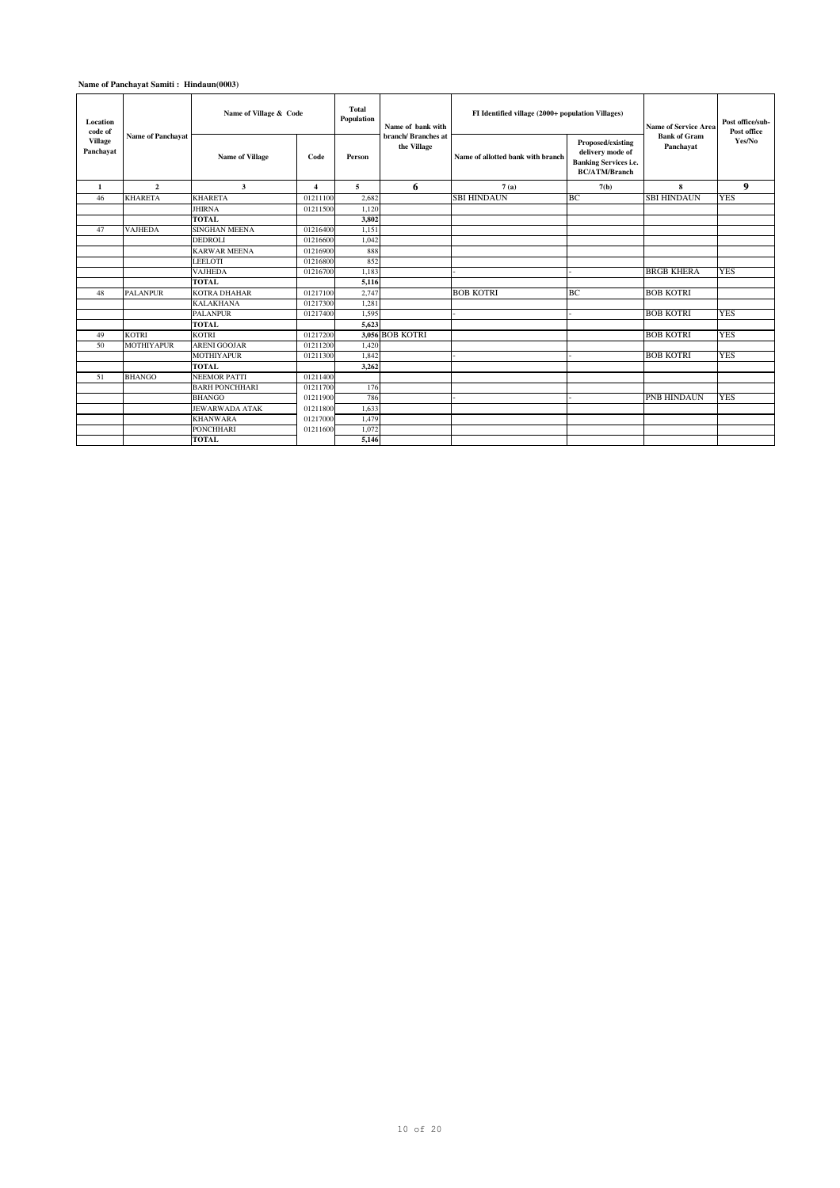**Name of Panchayat Samiti : Hindaun(0003)**

| Location code of Village Panchayat | Name of Panchayat | Name of Village & Code | | Total Population | Name of bank with branch/ Branches at the Village | FI Identified village (2000+ population Villages) | | Name of Service Area Bank of Gram Panchayat | Post office/sub-Post office Yes/No |
|---|---|---|---|---|---|---|---|---|---|
| | | Name of Village | Code | Person | | Name of allotted bank with branch | Proposed/existing delivery mode of Banking Services i.e. BC/ATM/Branch | | |
| 1 | 2 | 3 | 4 | 5 | 6 | 7 (a) | 7(b) | 8 | 9 |
| 46 | KHARETA | KHARETA | 01211100 | 2,682 | | SBI HINDAUN | BC | SBI HINDAUN | YES |
| | | JHIRNA | 01211500 | 1,120 | | | | | |
| | | TOTAL | | 3,802 | | | | | |
| 47 | VAJHEDA | SINGHAN MEENA | 01216400 | 1,151 | | | | | |
| | | DEDROLI | 01216600 | 1,042 | | | | | |
| | | KARWAR MEENA | 01216900 | 888 | | | | | |
| | | LEELOTI | 01216800 | 852 | | | | | |
| | | VAJHEDA | 01216700 | 1,183 | | - | - | BRGB KHERA | YES |
| | | TOTAL | | 5,116 | | | | | |
| 48 | PALANPUR | KOTRA DHAHAR | 01217100 | 2,747 | | BOB KOTRI | BC | BOB KOTRI | |
| | | KALAKHANA | 01217300 | 1,281 | | | | | |
| | | PALANPUR | 01217400 | 1,595 | | - | - | BOB KOTRI | YES |
| | | TOTAL | | 5,623 | | | | | |
| 49 | KOTRI | KOTRI | 01217200 | 3,056 | BOB KOTRI | | | BOB KOTRI | YES |
| 50 | MOTHIYAPUR | ARENI GOOJAR | 01211200 | 1,420 | | | | | |
| | | MOTHIYAPUR | 01211300 | 1,842 | | - | - | BOB KOTRI | YES |
| | | TOTAL | | 3,262 | | | | | |
| 51 | BHANGO | NEEMOR PATTI | 01211400 | | | | | | |
| | | BARH PONCHHARI | 01211700 | 176 | | | | | |
| | | BHANGO | 01211900 | 786 | | - | - | PNB HINDAUN | YES |
| | | JEWARWADA ATAK | 01211800 | 1,633 | | | | | |
| | | KHANWARA | 01217000 | 1,479 | | | | | |
| | | PONCHHARI | 01211600 | 1,072 | | | | | |
| | | TOTAL | | 5,146 | | | | | |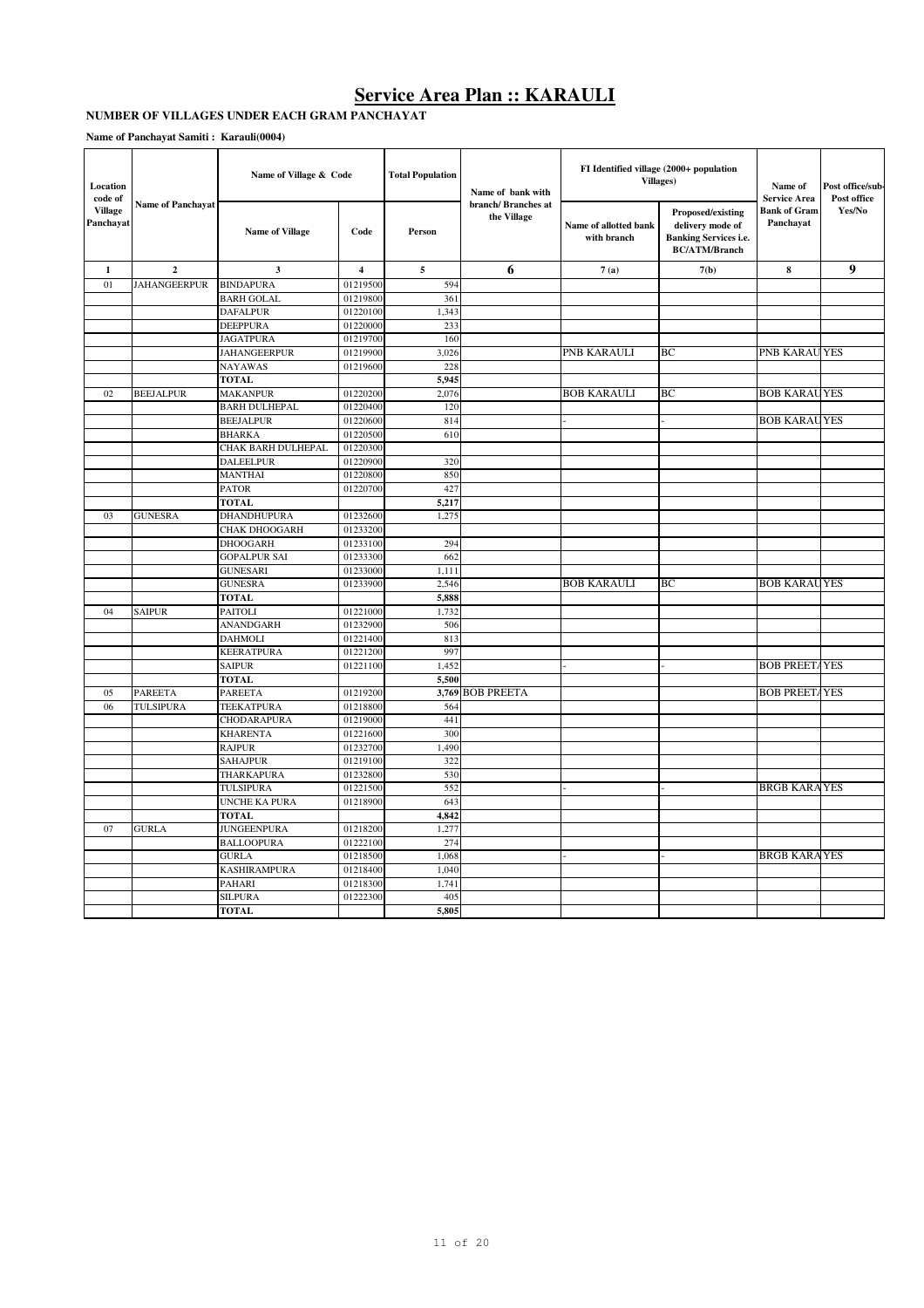# Service Area Plan :: KARAULI

**NUMBER OF VILLAGES UNDER EACH GRAM PANCHAYAT**

**Name of Panchayat Samiti : Karauli(0004)**

| Location code of Village Panchayat | Name of Panchayat | Name of Village & Code | | Total Population | Name of bank with branch/ Branches at the Village | FI Identified village (2000+ population Villages) | | Name of Service Area Bank of Gram Panchayat | Post office/sub-Post office Yes/No |
|---|---|---|---|---|---|---|---|---|---|
| | | Name of Village | Code | Person | | Name of allotted bank with branch | Proposed/existing delivery mode of Banking Services i.e. BC/ATM/Branch | | |
| 1 | 2 | 3 | 4 | 5 | 6 | 7 (a) | 7(b) | 8 | 9 |
| 01 | JAHANGEERPUR | BINDAPURA | 01219500 | 594 | | | | | |
| | | BARH GOLAL | 01219800 | 361 | | | | | |
| | | DAFALPUR | 01220100 | 1,343 | | | | | |
| | | DEEPPURA | 01220000 | 233 | | | | | |
| | | JAGATPURA | 01219700 | 160 | | | | | |
| | | JAHANGEERPUR | 01219900 | 3,026 | | PNB KARAULI | BC | PNB KARAU | YES |
| | | NAYAWAS | 01219600 | 228 | | | | | |
| | | **TOTAL** | | **5,945** | | | | | |
| 02 | BEEJALPUR | MAKANPUR | 01220200 | 2,076 | | BOB KARAULI | BC | BOB KARAU | YES |
| | | BARH DULHEPAL | 01220400 | 120 | | | | | |
| | | BEEJALPUR | 01220600 | 814 | | - | - | BOB KARAU | YES |
| | | BHARKA | 01220500 | 610 | | | | | |
| | | CHAK BARH DULHEPAL | 01220300 | | | | | | |
| | | DALEELPUR | 01220900 | 320 | | | | | |
| | | MANTHAI | 01220800 | 850 | | | | | |
| | | PATOR | 01220700 | 427 | | | | | |
| | | **TOTAL** | | **5,217** | | | | | |
| 03 | GUNESRA | DHANDHUPURA | 01232600 | 1,275 | | | | | |
| | | CHAK DHOOGARH | 01233200 | | | | | | |
| | | DHOOGARH | 01233100 | 294 | | | | | |
| | | GOPALPUR SAI | 01233300 | 662 | | | | | |
| | | GUNESARI | 01233000 | 1,111 | | | | | |
| | | GUNESRA | 01233900 | 2,546 | | BOB KARAULI | BC | BOB KARAU | YES |
| | | **TOTAL** | | **5,888** | | | | | |
| 04 | SAIPUR | PAITOLI | 01221000 | 1,732 | | | | | |
| | | ANANDGARH | 01232900 | 506 | | | | | |
| | | DAHMOLI | 01221400 | 813 | | | | | |
| | | KEERATPURA | 01221200 | 997 | | | | | |
| | | SAIPUR | 01221100 | 1,452 | | - | - | BOB PREETA | YES |
| | | **TOTAL** | | **5,500** | | | | | |
| 05 | PAREETA | PAREETA | 01219200 | **3,769** | BOB PREETA | | | BOB PREETA | YES |
| 06 | TULSIPURA | TEEKATPURA | 01218800 | 564 | | | | | |
| | | CHODARAPURA | 01219000 | 441 | | | | | |
| | | KHARENTA | 01221600 | 300 | | | | | |
| | | RAJPUR | 01232700 | 1,490 | | | | | |
| | | SAHAJPUR | 01219100 | 322 | | | | | |
| | | THARKAPURA | 01232800 | 530 | | | | | |
| | | TULSIPURA | 01221500 | 552 | | - | - | BRGB KARA | YES |
| | | UNCHE KA PURA | 01218900 | 643 | | | | | |
| | | **TOTAL** | | **4,842** | | | | | |
| 07 | GURLA | JUNGEENPURA | 01218200 | 1,277 | | | | | |
| | | BALLOOPURA | 01222100 | 274 | | | | | |
| | | GURLA | 01218500 | 1,068 | | - | - | BRGB KARA | YES |
| | | KASHIRAMPURA | 01218400 | 1,040 | | | | | |
| | | PAHARI | 01218300 | 1,741 | | | | | |
| | | SILPURA | 01222300 | 405 | | | | | |
| | | **TOTAL** | | **5,805** | | | | | |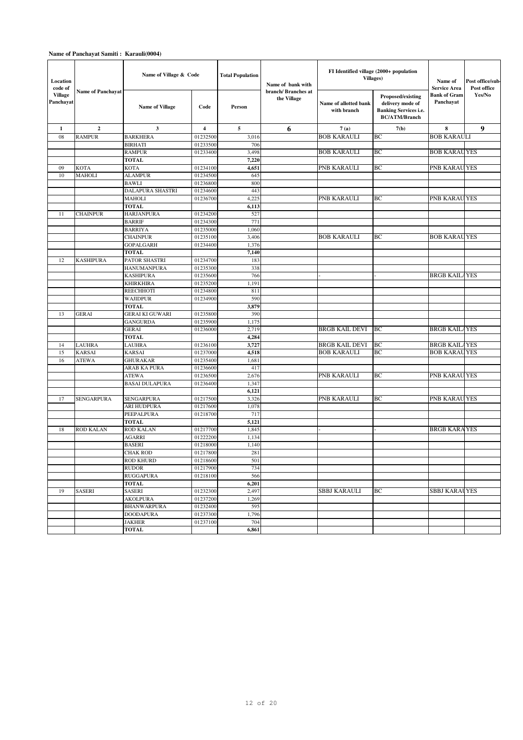**Name of Panchayat Samiti : Karauli(0004)**

| Location code of Village Panchayat | Name of Panchayat | Name of Village & Code | | Total Population | Name of bank with branch/ Branches at the Village | FI Identified village (2000+ population Villages) | | Name of Service Area Bank of Gram Panchayat | Post office/sub-Post office Yes/No |
|---|---|---|---|---|---|---|---|---|---|
| | | Name of Village | Code | Person | | Name of allotted bank with branch | Proposed/existing delivery mode of Banking Services i.e. BC/ATM/Branch | | |
| 1 | 2 | 3 | 4 | 5 | 6 | 7 (a) | 7(b) | 8 | 9 |
| 08 | RAMPUR | BARKHERA | 01232500 | 3,016 | | BOB KARAULI | BC | BOB KARAULI | |
| | | BIRHATI | 01233500 | 706 | | | | | |
| | | RAMPUR | 01233400 | 3,498 | | BOB KARAULI | BC | BOB KARAU | YES |
| | | **TOTAL** | | **7,220** | | | | | |
| 09 | KOTA | KOTA | 01234100 | **4,651** | | PNB KARAULI | BC | PNB KARAU | YES |
| 10 | MAHOLI | ALAMPUR | 01234500 | 645 | | | | | |
| | | BAWLI | 01236800 | 800 | | | | | |
| | | DALAPURA SHASTRI | 01234600 | 443 | | | | | |
| | | MAHOLI | 01236700 | 4,225 | | PNB KARAULI | BC | PNB KARAU | YES |
| | | **TOTAL** | | **6,113** | | | | | |
| 11 | CHAINPUR | HARJANPURA | 01234200 | 527 | | | | | |
| | | BARRIF | 01234300 | 771 | | | | | |
| | | BARRIYA | 01235000 | 1,060 | | | | | |
| | | CHAINPUR | 01235100 | 3,406 | | BOB KARAULI | BC | BOB KARAU | YES |
| | | GOPALGARH | 01234400 | 1,376 | | | | | |
| | | **TOTAL** | | **7,140** | | | | | |
| 12 | KASHIPURA | PATOR SHASTRI | 01234700 | 183 | | | | | |
| | | HANUMANPURA | 01235300 | 338 | | | | | |
| | | KASHIPURA | 01235600 | 766 | | - | - | BRGB KAIL | YES |
| | | KHIRKHIRA | 01235200 | 1,191 | | | | | |
| | | REECHHOTI | 01234800 | 811 | | | | | |
| | | WAJIDPUR | 01234900 | 590 | | | | | |
| | | **TOTAL** | | **3,879** | | | | | |
| 13 | GERAI | GERAI KI GUWARI | 01235800 | 390 | | | | | |
| | | GANGURDA | 01235900 | 1,175 | | | | | |
| | | GERAI | 01236000 | 2,719 | | BRGB KAIL DEVI | BC | BRGB KAIL | YES |
| | | **TOTAL** | | **4,284** | | | | | |
| 14 | LAUHRA | LAUHRA | 01236100 | 3,727 | | BRGB KAIL DEVI | BC | BRGB KAIL | YES |
| 15 | KARSAI | KARSAI | 01237000 | **4,518** | | BOB KARAULI | BC | BOB KARAU | YES |
| 16 | ATEWA | GHURAKAR | 01235400 | 1,681 | | | | | |
| | | ARAB KA PURA | 01236600 | 417 | | | | | |
| | | ATEWA | 01236500 | 2,676 | | PNB KARAULI | BC | PNB KARAU | YES |
| | | BASAI DULAPURA | 01236400 | 1,347 | | | | | |
| | | | | **6,121** | | | | | |
| 17 | SENGARPURA | SENGARPURA | 01217500 | 3,326 | | PNB KARAULI | BC | PNB KARAU | YES |
| | | ARI HUDPURA | 01217600 | 1,078 | | | | | |
| | | PEEPALPURA | 01218700 | 717 | | | | | |
| | | **TOTAL** | | **5,121** | | | | | |
| 18 | ROD KALAN | ROD KALAN | 01217700 | 1,845 | | - | - | BRGB KARA | YES |
| | | AGARRI | 01222200 | 1,134 | | | | | |
| | | BASERI | 01218000 | 1,140 | | | | | |
| | | CHAK ROD | 01217800 | 281 | | | | | |
| | | ROD KHURD | 01218600 | 501 | | | | | |
| | | RUDOR | 01217900 | 734 | | | | | |
| | | RUGGAPURA | 01218100 | 566 | | | | | |
| | | **TOTAL** | | **6,201** | | | | | |
| 19 | SASERI | SASERI | 01232300 | 2,497 | | SBBJ KARAULI | BC | SBBJ KARAU | YES |
| | | AKOLPURA | 01237200 | 1,269 | | | | | |
| | | BHANWARPURA | 01232400 | 595 | | | | | |
| | | DOODAPURA | 01237300 | 1,796 | | | | | |
| | | JAKHER | 01237100 | 704 | | | | | |
| | | **TOTAL** | | **6,861** | | | | | |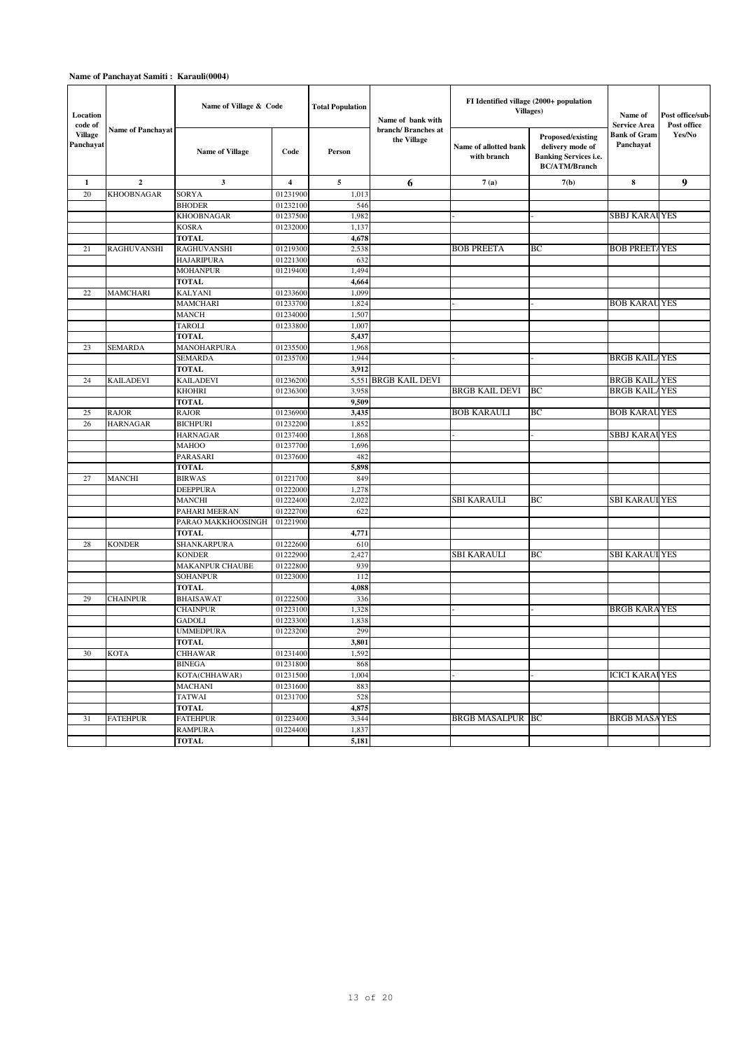**Name of Panchayat Samiti : Karauli(0004)**

| Location code of Village Panchayat | Name of Panchayat | Name of Village & Code | | Total Population | Name of bank with branch/ Branches at the Village | FI Identified village (2000+ population Villages) | | Name of Service Area Bank of Gram Panchayat | Post office/sub-Post office Yes/No |
|---|---|---|---|---|---|---|---|---|---|
| | | Name of Village | Code | Person | | Name of allotted bank with branch | Proposed/existing delivery mode of Banking Services i.e. BC/ATM/Branch | | |
| 1 | 2 | 3 | 4 | 5 | 6 | 7 (a) | 7(b) | 8 | 9 |
| 20 | KHOOBNAGAR | SORYA | 01231900 | 1,013 | | | | | |
| | | BHODER | 01232100 | 546 | | | | | |
| | | KHOOBNAGAR | 01237500 | 1,982 | | - | - | SBBJ KARAU | YES |
| | | KOSRA | 01232000 | 1,137 | | | | | |
| | | **TOTAL** | | **4,678** | | | | | |
| 21 | RAGHUVANSHI | RAGHUVANSHI | 01219300 | 2,538 | | BOB PREETA | BC | BOB PREETA | YES |
| | | HAJARIPURA | 01221300 | 632 | | | | | |
| | | MOHANPUR | 01219400 | 1,494 | | | | | |
| | | **TOTAL** | | **4,664** | | | | | |
| 22 | MAMCHARI | KALYANI | 01233600 | 1,099 | | | | | |
| | | MAMCHARI | 01233700 | 1,824 | | - | - | BOB KARAU | YES |
| | | MANCH | 01234000 | 1,507 | | | | | |
| | | TAROLI | 01233800 | 1,007 | | | | | |
| | | **TOTAL** | | **5,437** | | | | | |
| 23 | SEMARDA | MANOHARPURA | 01235500 | 1,968 | | | | | |
| | | SEMARDA | 01235700 | 1,944 | | - | - | BRGB KAILA | YES |
| | | **TOTAL** | | **3,912** | | | | | |
| 24 | KAILADEVI | KAILADEVI | 01236200 | 5,551 | BRGB KAIL DEVI | | | BRGB KAILA | YES |
| | | KHOHRI | 01236300 | 3,958 | | BRGB KAIL DEVI | BC | BRGB KAILA | YES |
| | | **TOTAL** | | **9,509** | | | | | |
| 25 | RAJOR | RAJOR | 01236900 | **3,435** | | BOB KARAULI | BC | BOB KARAU | YES |
| 26 | HARNAGAR | BICHPURI | 01232200 | 1,852 | | | | | |
| | | HARNAGAR | 01237400 | 1,868 | | - | - | SBBJ KARAU | YES |
| | | MAHOO | 01237700 | 1,696 | | | | | |
| | | PARASARI | 01237600 | 482 | | | | | |
| | | **TOTAL** | | **5,898** | | | | | |
| 27 | MANCHI | BIRWAS | 01221700 | 849 | | | | | |
| | | DEEPPURA | 01222000 | 1,278 | | | | | |
| | | MANCHI | 01222400 | 2,022 | | SBI KARAULI | BC | SBI KARAUL | YES |
| | | PAHARI MEERAN | 01222700 | 622 | | | | | |
| | | PARAO MAKKHOOSINGH | 01221900 | | | | | | |
| | | **TOTAL** | | **4,771** | | | | | |
| 28 | KONDER | SHANKARPURA | 01222600 | 610 | | | | | |
| | | KONDER | 01222900 | 2,427 | | SBI KARAULI | BC | SBI KARAUL | YES |
| | | MAKANPUR CHAUBE | 01222800 | 939 | | | | | |
| | | SOHANPUR | 01223000 | 112 | | | | | |
| | | **TOTAL** | | **4,088** | | | | | |
| 29 | CHAINPUR | BHAISAWAT | 01222500 | 336 | | | | | |
| | | CHAINPUR | 01223100 | 1,328 | | - | - | BRGB KARA | YES |
| | | GADOLI | 01223300 | 1,838 | | | | | |
| | | UMMEDPURA | 01223200 | 299 | | | | | |
| | | **TOTAL** | | **3,801** | | | | | |
| 30 | KOTA | CHHAWAR | 01231400 | 1,592 | | | | | |
| | | BINEGA | 01231800 | 868 | | | | | |
| | | KOTA(CHHAWAR) | 01231500 | 1,004 | | - | - | ICICI KARAU | YES |
| | | MACHANI | 01231600 | 883 | | | | | |
| | | TATWAI | 01231700 | 528 | | | | | |
| | | **TOTAL** | | **4,875** | | | | | |
| 31 | FATEHPUR | FATEHPUR | 01223400 | 3,344 | | BRGB MASALPUR | BC | BRGB MASA | YES |
| | | RAMPURA | 01224400 | 1,837 | | | | | |
| | | **TOTAL** | | **5,181** | | | | | |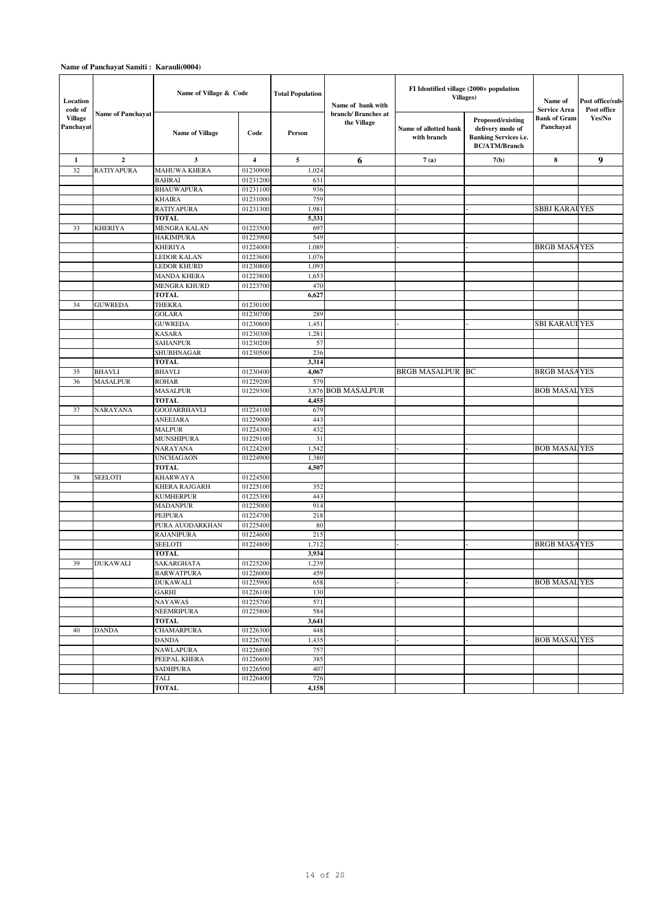**Name of Panchayat Samiti : Karauli(0004)**

| Location code of Village Panchayat | Name of Panchayat | Name of Village & Code | | Total Population | Name of bank with branch/ Branches at the Village | FI Identified village (2000+ population Villages) | | Name of Service Area Bank of Gram Panchayat | Post office/sub-Post office Yes/No |
|---|---|---|---|---|---|---|---|---|---|
| | | Name of Village | Code | Person | | Name of allotted bank with branch | Proposed/existing delivery mode of Banking Services i.e. BC/ATM/Branch | | |
| 1 | 2 | 3 | 4 | 5 | 6 | 7 (a) | 7(b) | 8 | 9 |
| 32 | RATIYAPURA | MAHUWA KHERA | 01230900 | 1,024 | | | | | |
| | | BAHRAI | 01231200 | 631 | | | | | |
| | | BHAUWAPURA | 01231100 | 936 | | | | | |
| | | KHAIRA | 01231000 | 759 | | | | | |
| | | RATIYAPURA | 01231300 | 1,981 | | - | - | SBBJ KARAU | YES |
| | | TOTAL | | 5,331 | | | | | |
| 33 | KHERIYA | MENGRA KALAN | 01223500 | 697 | | | | | |
| | | HAKIMPURA | 01223900 | 549 | | | | | |
| | | KHERIYA | 01224000 | 1,089 | | - | - | BRGB MASA | YES |
| | | LEDOR KALAN | 01223600 | 1,076 | | | | | |
| | | LEDOR KHURD | 01230800 | 1,093 | | | | | |
| | | MANDA KHERA | 01223800 | 1,653 | | | | | |
| | | MENGRA KHURD | 01223700 | 470 | | | | | |
| | | TOTAL | | 6,627 | | | | | |
| 34 | GUWREDA | THEKRA | 01230100 | | | | | | |
| | | GOLARA | 01230700 | 289 | | | | | |
| | | GUWREDA | 01230600 | 1,451 | | - | - | SBI KARAUI | YES |
| | | KASARA | 01230300 | 1,281 | | | | | |
| | | SAHANPUR | 01230200 | 57 | | | | | |
| | | SHUBHNAGAR | 01230500 | 236 | | | | | |
| | | TOTAL | | 3,314 | | | | | |
| 35 | BHAVLI | BHAVLI | 01230400 | 4,067 | | BRGB MASALPUR | BC | BRGB MASA | YES |
| 36 | MASALPUR | ROHAR | 01229200 | 579 | | | | | |
| | | MASALPUR | 01229300 | 3,876 | BOB MASALPUR | | | BOB MASAL | YES |
| | | TOTAL | | 4,455 | | | | | |
| 37 | NARAYANA | GOOJARBHAVLI | 01224100 | 679 | | | | | |
| | | ANEEJARA | 01229000 | 443 | | | | | |
| | | MALPUR | 01224300 | 432 | | | | | |
| | | MUNSHIPURA | 01229100 | 31 | | | | | |
| | | NARAYANA | 01224200 | 1,542 | | - | - | BOB MASAL | YES |
| | | UNCHAGAON | 01224900 | 1,380 | | | | | |
| | | TOTAL | | 4,507 | | | | | |
| 38 | SEELOTI | KHARWAYA | 01224500 | | | | | | |
| | | KHERA RAJGARH | 01225100 | 352 | | | | | |
| | | KUMHERPUR | 01225300 | 443 | | | | | |
| | | MADANPUR | 01225000 | 914 | | | | | |
| | | PEJPURA | 01224700 | 218 | | | | | |
| | | PURA AUODARKHAN | 01225400 | 80 | | | | | |
| | | RAJANIPURA | 01224600 | 215 | | | | | |
| | | SEELOTI | 01224800 | 1,712 | | - | - | BRGB MASA | YES |
| | | TOTAL | | 3,934 | | | | | |
| 39 | DUKAWALI | SAKARGHATA | 01225200 | 1,239 | | | | | |
| | | BARWATPURA | 01226000 | 459 | | | | | |
| | | DUKAWALI | 01225900 | 658 | | - | - | BOB MASAL | YES |
| | | GARHI | 01226100 | 130 | | | | | |
| | | NAYAWAS | 01225700 | 571 | | | | | |
| | | NEEMRIPURA | 01225800 | 584 | | | | | |
| | | TOTAL | | 3,641 | | | | | |
| 40 | DANDA | CHAMARPURA | 01226300 | 448 | | | | | |
| | | DANDA | 01226700 | 1,435 | | - | - | BOB MASAL | YES |
| | | NAWLAPURA | 01226800 | 757 | | | | | |
| | | PEEPAL KHERA | 01226600 | 385 | | | | | |
| | | SADHPURA | 01226500 | 407 | | | | | |
| | | TALI | 01226400 | 726 | | | | | |
| | | TOTAL | | 4,158 | | | | | |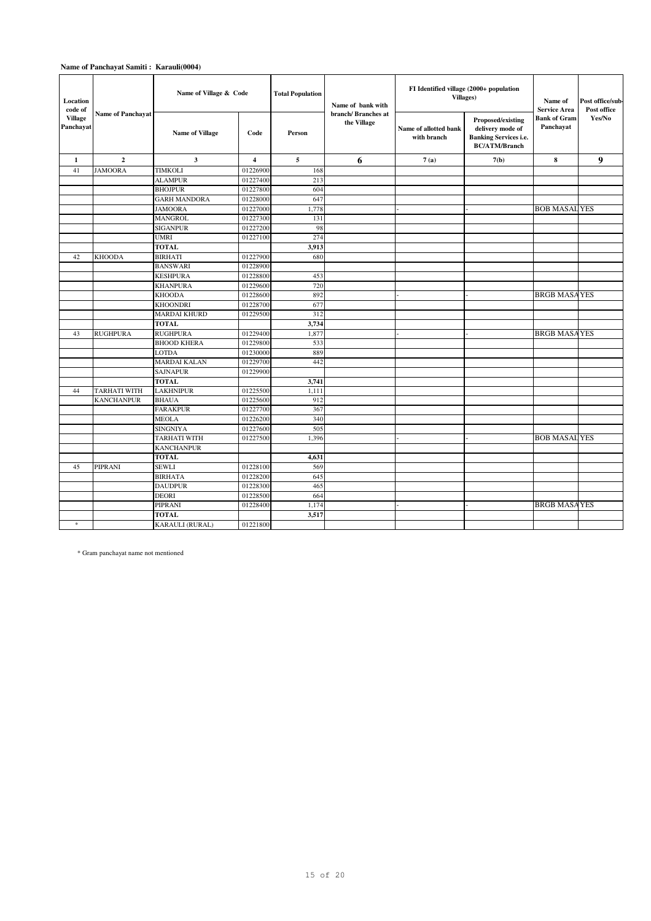**Name of Panchayat Samiti : Karauli(0004)**

| Location code of Village Panchayat | Name of Panchayat | Name of Village & Code | | Total Population | Name of bank with branch/ Branches at the Village | FI Identified village (2000+ population Villages) | | Name of Service Area Bank of Gram Panchayat | Post office/sub-Post office Yes/No |
|---|---|---|---|---|---|---|---|---|---|
| | | Name of Village | Code | Person | | Name of allotted bank with branch | Proposed/existing delivery mode of Banking Services i.e. BC/ATM/Branch | | |
| 1 | 2 | 3 | 4 | 5 | 6 | 7 (a) | 7(b) | 8 | 9 |
| 41 | JAMOORA | TIMKOLI | 01226900 | 168 | | | | | |
| | | ALAMPUR | 01227400 | 213 | | | | | |
| | | BHOJPUR | 01227800 | 604 | | | | | |
| | | GARH MANDORA | 01228000 | 647 | | | | | |
| | | JAMOORA | 01227000 | 1,778 | | - | - | BOB MASAL | YES |
| | | MANGROL | 01227300 | 131 | | | | | |
| | | SIGANPUR | 01227200 | 98 | | | | | |
| | | UMRI | 01227100 | 274 | | | | | |
| | | **TOTAL** | | **3,913** | | | | | |
| 42 | KHOODA | BIRHATI | 01227900 | 680 | | | | | |
| | | BANSWARI | 01228900 | | | | | | |
| | | KESHPURA | 01228800 | 453 | | | | | |
| | | KHANPURA | 01229600 | 720 | | | | | |
| | | KHOODA | 01228600 | 892 | | - | - | BRGB MASA | YES |
| | | KHOONDRI | 01228700 | 677 | | | | | |
| | | MARDAI KHURD | 01229500 | 312 | | | | | |
| | | **TOTAL** | | **3,734** | | | | | |
| 43 | RUGHPURA | RUGHPURA | 01229400 | 1,877 | | - | - | BRGB MASA | YES |
| | | BHOOD KHERA | 01229800 | 533 | | | | | |
| | | LOTDA | 01230000 | 889 | | | | | |
| | | MARDAI KALAN | 01229700 | 442 | | | | | |
| | | SAJNAPUR | 01229900 | | | | | | |
| | | **TOTAL** | | **3,741** | | | | | |
| 44 | TARHATI WITH KANCHANPUR | LAKHNIPUR | 01225500 | 1,111 | | | | | |
| | | BHAUA | 01225600 | 912 | | | | | |
| | | FARAKPUR | 01227700 | 367 | | | | | |
| | | MEOLA | 01226200 | 340 | | | | | |
| | | SINGNIYA | 01227600 | 505 | | | | | |
| | | TARHATI WITH KANCHANPUR | 01227500 | 1,396 | | - | - | BOB MASAL | YES |
| | | **TOTAL** | | **4,631** | | | | | |
| 45 | PIPRANI | SEWLI | 01228100 | 569 | | | | | |
| | | BIRHATA | 01228200 | 645 | | | | | |
| | | DAUDPUR | 01228300 | 465 | | | | | |
| | | DEORI | 01228500 | 664 | | | | | |
| | | PIPRANI | 01228400 | 1,174 | | - | - | BRGB MASA | YES |
| | | **TOTAL** | | **3,517** | | | | | |
| * | | KARAULI (RURAL) | 01221800 | | | | | | |

* Gram panchayat name not mentioned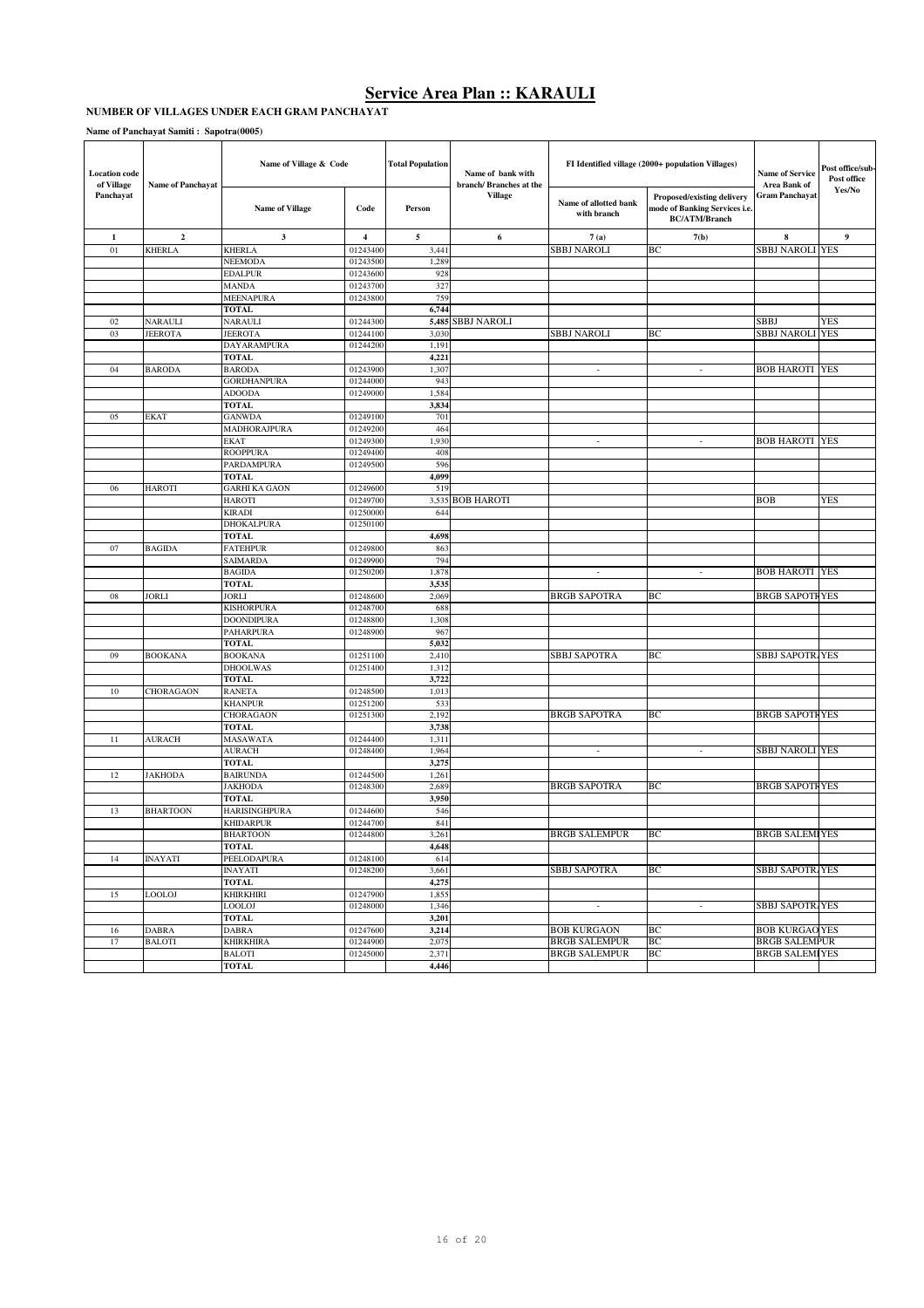# Service Area Plan :: KARAULI

**NUMBER OF VILLAGES UNDER EACH GRAM PANCHAYAT**

**Name of Panchayat Samiti : Sapotra(0005)**

| Location code of Village Panchayat | Name of Panchayat | Name of Village & Code | | Total Population | Name of bank with branch/ Branches at the Village | FI Identified village (2000+ population Villages) | | Name of Service Area Bank of Gram Panchayat | Post office/sub-Post office Yes/No |
|---|---|---|---|---|---|---|---|---|---|
| | | Name of Village | Code | Person | | Name of allotted bank with branch | Proposed/existing delivery mode of Banking Services i.e. BC/ATM/Branch | | |
| 1 | 2 | 3 | 4 | 5 | 6 | 7 (a) | 7(b) | 8 | 9 |
| 01 | KHERLA | KHERLA | 01243400 | 3,441 | | SBBJ NAROLI | BC | SBBJ NAROLI | YES |
| | | NEEMODA | 01243500 | 1,289 | | | | | |
| | | EDALPUR | 01243600 | 928 | | | | | |
| | | MANDA | 01243700 | 327 | | | | | |
| | | MEENAPURA | 01243800 | 759 | | | | | |
| | | **TOTAL** | | **6,744** | | | | | |
| 02 | NARAULI | NARAULI | 01244300 | **5,485** | SBBJ NAROLI | | | SBBJ | YES |
| 03 | JEEROTA | JEEROTA | 01244100 | 3,030 | | SBBJ NAROLI | BC | SBBJ NAROLI | YES |
| | | DAYARAMPURA | 01244200 | 1,191 | | | | | |
| | | **TOTAL** | | **4,221** | | | | | |
| 04 | BARODA | BARODA | 01243900 | 1,307 | | - | - | BOB HAROTI | YES |
| | | GORDHANPURA | 01244000 | 943 | | | | | |
| | | ADOODA | 01249000 | 1,584 | | | | | |
| | | **TOTAL** | | **3,834** | | | | | |
| 05 | EKAT | GANWDA | 01249100 | 701 | | | | | |
| | | MADHORAJPURA | 01249200 | 464 | | | | | |
| | | EKAT | 01249300 | 1,930 | | - | - | BOB HAROTI | YES |
| | | ROOPPURA | 01249400 | 408 | | | | | |
| | | PARDAMPURA | 01249500 | 596 | | | | | |
| | | **TOTAL** | | **4,099** | | | | | |
| 06 | HAROTI | GARHI KA GAON | 01249600 | 519 | | | | | |
| | | HAROTI | 01249700 | 3,535 | BOB HAROTI | | | BOB | YES |
| | | KIRADI | 01250000 | 644 | | | | | |
| | | DHOKALPURA | 01250100 | | | | | | |
| | | **TOTAL** | | **4,698** | | | | | |
| 07 | BAGIDA | FATEHPUR | 01249800 | 863 | | | | | |
| | | SAIMARDA | 01249900 | 794 | | | | | |
| | | BAGIDA | 01250200 | 1,878 | | - | - | BOB HAROTI | YES |
| | | **TOTAL** | | **3,535** | | | | | |
| 08 | JORLI | JORLI | 01248600 | 2,069 | | BRGB SAPOTRA | BC | BRGB SAPOTR | YES |
| | | KISHORPURA | 01248700 | 688 | | | | | |
| | | DOONDIPURA | 01248800 | 1,308 | | | | | |
| | | PAHARPURA | 01248900 | 967 | | | | | |
| | | **TOTAL** | | **5,032** | | | | | |
| 09 | BOOKANA | BOOKANA | 01251100 | 2,410 | | SBBJ SAPOTRA | BC | SBBJ SAPOTRA | YES |
| | | DHOOLWAS | 01251400 | 1,312 | | | | | |
| | | **TOTAL** | | **3,722** | | | | | |
| 10 | CHORAGAON | RANETA | 01248500 | 1,013 | | | | | |
| | | KHANPUR | 01251200 | 533 | | | | | |
| | | CHORAGAON | 01251300 | 2,192 | | BRGB SAPOTRA | BC | BRGB SAPOTR | YES |
| | | **TOTAL** | | **3,738** | | | | | |
| 11 | AURACH | MASAWATA | 01244400 | 1,311 | | | | | |
| | | AURACH | 01248400 | 1,964 | | - | - | SBBJ NAROLI | YES |
| | | **TOTAL** | | **3,275** | | | | | |
| 12 | JAKHODA | BAIRUNDA | 01244500 | 1,261 | | | | | |
| | | JAKHODA | 01248300 | 2,689 | | BRGB SAPOTRA | BC | BRGB SAPOTR | YES |
| | | **TOTAL** | | **3,950** | | | | | |
| 13 | BHARTOON | HARISINGHPURA | 01244600 | 546 | | | | | |
| | | KHIDARPUR | 01244700 | 841 | | | | | |
| | | BHARTOON | 01244800 | 3,261 | | BRGB SALEMPUR | BC | BRGB SALEM | YES |
| | | **TOTAL** | | **4,648** | | | | | |
| 14 | INAYATI | PEELODAPURA | 01248100 | 614 | | | | | |
| | | INAYATI | 01248200 | 3,661 | | SBBJ SAPOTRA | BC | SBBJ SAPOTRA | YES |
| | | **TOTAL** | | **4,275** | | | | | |
| 15 | LOOLOJ | KHIRKHIRI | 01247900 | 1,855 | | | | | |
| | | LOOLOJ | 01248000 | 1,346 | | - | - | SBBJ SAPOTRA | YES |
| | | **TOTAL** | | **3,201** | | | | | |
| 16 | DABRA | DABRA | 01247600 | 3,214 | | BOB KURGAON | BC | BOB KURGAO | YES |
| 17 | BALOTI | KHIRKHIRA | 01244900 | 2,075 | | BRGB SALEMPUR | BC | BRGB SALEMPUR | |
| | | BALOTI | 01245000 | 2,371 | | BRGB SALEMPUR | BC | BRGB SALEM | YES |
| | | **TOTAL** | | **4,446** | | | | | |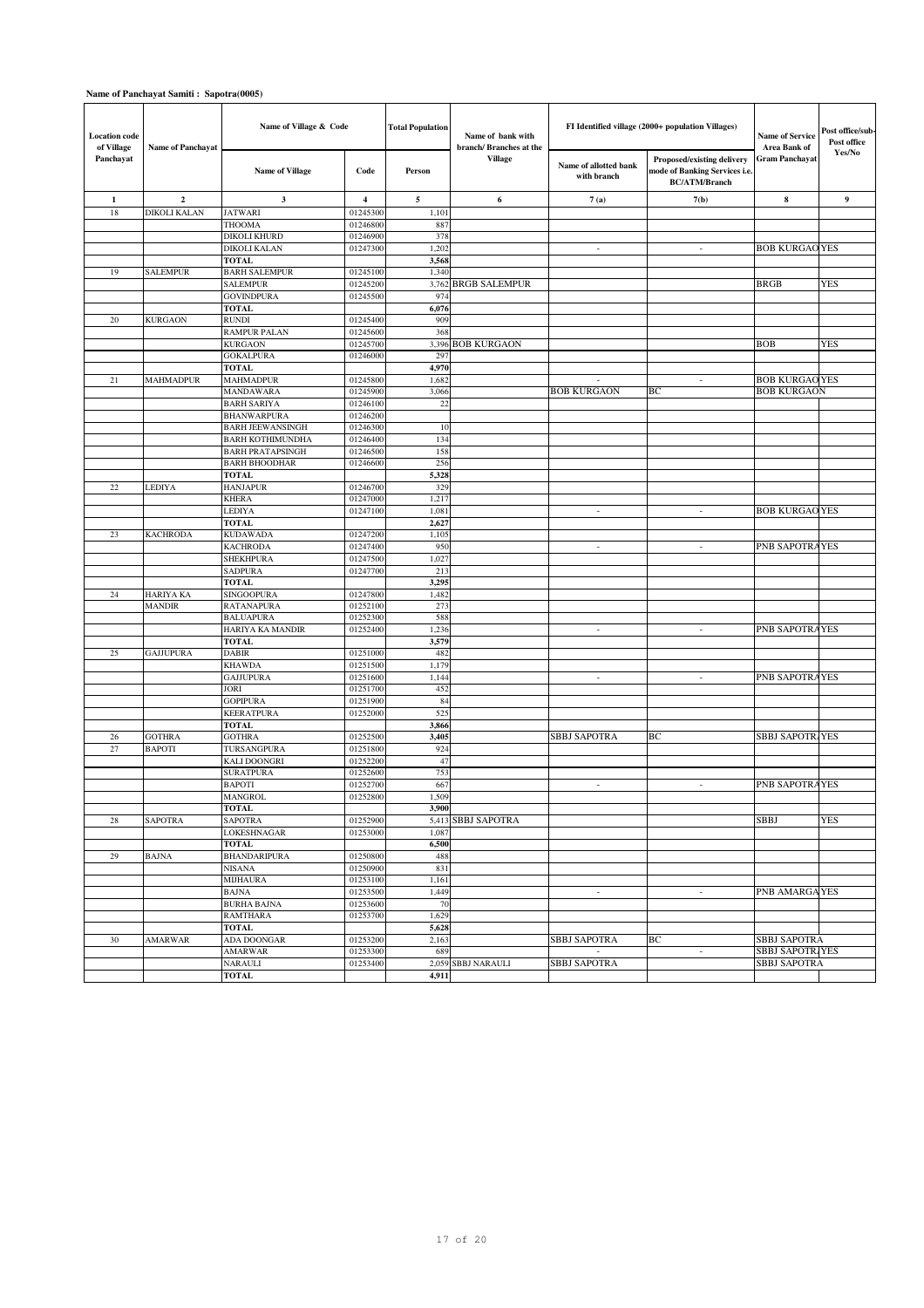**Name of Panchayat Samiti : Sapotra(0005)**

| Location code of Village Panchayat | Name of Panchayat | Name of Village & Code | | Total Population | Name of bank with branch/ Branches at the Village | FI Identified village (2000+ population Villages) | | Name of Service Area Bank of Gram Panchayat | Post office/sub-Post office Yes/No |
|---|---|---|---|---|---|---|---|---|---|
| | | Name of Village | Code | Person | | Name of allotted bank with branch | Proposed/existing delivery mode of Banking Services i.e. BC/ATM/Branch | | |
| 1 | 2 | 3 | 4 | 5 | 6 | 7 (a) | 7(b) | 8 | 9 |
| 18 | DIKOLI KALAN | JATWARI | 01245300 | 1,101 | | | | | |
| | | THOOMA | 01246800 | 887 | | | | | |
| | | DIKOLI KHURD | 01246900 | 378 | | | | | |
| | | DIKOLI KALAN | 01247300 | 1,202 | | - | - | BOB KURGAO | YES |
| | | TOTAL | | 3,568 | | | | | |
| 19 | SALEMPUR | BARH SALEMPUR | 01245100 | 1,340 | | | | | |
| | | SALEMPUR | 01245200 | 3,762 | BRGB SALEMPUR | | | BRGB | YES |
| | | GOVINDPURA | 01245500 | 974 | | | | | |
| | | TOTAL | | 6,076 | | | | | |
| 20 | KURGAON | RUNDI | 01245400 | 909 | | | | | |
| | | RAMPUR PALAN | 01245600 | 368 | | | | | |
| | | KURGAON | 01245700 | 3,396 | BOB KURGAON | | | BOB | YES |
| | | GOKALPURA | 01246000 | 297 | | | | | |
| | | TOTAL | | 4,970 | | | | | |
| 21 | MAHMADPUR | MAHMADPUR | 01245800 | 1,682 | | - | - | BOB KURGAO | YES |
| | | MANDAWARA | 01245900 | 3,066 | | BOB KURGAON | BC | BOB KURGAON | |
| | | BARH SARIYA | 01246100 | 22 | | | | | |
| | | BHANWARPURA | 01246200 | | | | | | |
| | | BARH JEEWANSINGH | 01246300 | 10 | | | | | |
| | | BARH KOTHIMUNDHA | 01246400 | 134 | | | | | |
| | | BARH PRATAPSINGH | 01246500 | 158 | | | | | |
| | | BARH BHOODHAR | 01246600 | 256 | | | | | |
| | | TOTAL | | 5,328 | | | | | |
| 22 | LEDIYA | HANJAPUR | 01246700 | 329 | | | | | |
| | | KHERA | 01247000 | 1,217 | | | | | |
| | | LEDIYA | 01247100 | 1,081 | | - | - | BOB KURGAO | YES |
| | | TOTAL | | 2,627 | | | | | |
| 23 | KACHRODA | KUDAWADA | 01247200 | 1,105 | | | | | |
| | | KACHRODA | 01247400 | 950 | | - | - | PNB SAPOTRA | YES |
| | | SHEKHPURA | 01247500 | 1,027 | | | | | |
| | | SADPURA | 01247700 | 213 | | | | | |
| | | TOTAL | | 3,295 | | | | | |
| 24 | HARIYA KA MANDIR | SINGOOPURA | 01247800 | 1,482 | | | | | |
| | | RATANAPURA | 01252100 | 273 | | | | | |
| | | BALUAPURA | 01252300 | 588 | | | | | |
| | | HARIYA KA MANDIR | 01252400 | 1,236 | | - | - | PNB SAPOTRA | YES |
| | | TOTAL | | 3,579 | | | | | |
| 25 | GAJJUPURA | DABIR | 01251000 | 482 | | | | | |
| | | KHAWDA | 01251500 | 1,179 | | | | | |
| | | GAJJUPURA | 01251600 | 1,144 | | - | - | PNB SAPOTRA | YES |
| | | JORI | 01251700 | 452 | | | | | |
| | | GOPIPURA | 01251900 | 84 | | | | | |
| | | KEERATPURA | 01252000 | 525 | | | | | |
| | | TOTAL | | 3,866 | | | | | |
| 26 | GOTHRA | GOTHRA | 01252500 | 3,405 | | SBBJ SAPOTRA | BC | SBBJ SAPOTRA | YES |
| 27 | BAPOTI | TURSANGPURA | 01251800 | 924 | | | | | |
| | | KALI DOONGRI | 01252200 | 47 | | | | | |
| | | SURATPURA | 01252600 | 753 | | | | | |
| | | BAPOTI | 01252700 | 667 | | - | - | PNB SAPOTRA | YES |
| | | MANGROL | 01252800 | 1,509 | | | | | |
| | | TOTAL | | 3,900 | | | | | |
| 28 | SAPOTRA | SAPOTRA | 01252900 | 5,413 | SBBJ SAPOTRA | | | SBBJ | YES |
| | | LOKESHNAGAR | 01253000 | 1,087 | | | | | |
| | | TOTAL | | 6,500 | | | | | |
| 29 | BAJNA | BHANDARIPURA | 01250800 | 488 | | | | | |
| | | NISANA | 01250900 | 831 | | | | | |
| | | MIJHAURA | 01253100 | 1,161 | | | | | |
| | | BAJNA | 01253500 | 1,449 | | - | - | PNB AMARGA | YES |
| | | BURHA BAJNA | 01253600 | 70 | | | | | |
| | | RAMTHARA | 01253700 | 1,629 | | | | | |
| | | TOTAL | | 5,628 | | | | | |
| 30 | AMARWAR | ADA DOONGAR | 01253200 | 2,163 | | SBBJ SAPOTRA | BC | SBBJ SAPOTRA | |
| | | AMARWAR | 01253300 | 689 | | - | - | SBBJ SAPOTRA | YES |
| | | NARAULI | 01253400 | 2,059 | SBBJ NARAULI | SBBJ SAPOTRA | | SBBJ SAPOTRA | |
| | | TOTAL | | 4,911 | | | | | |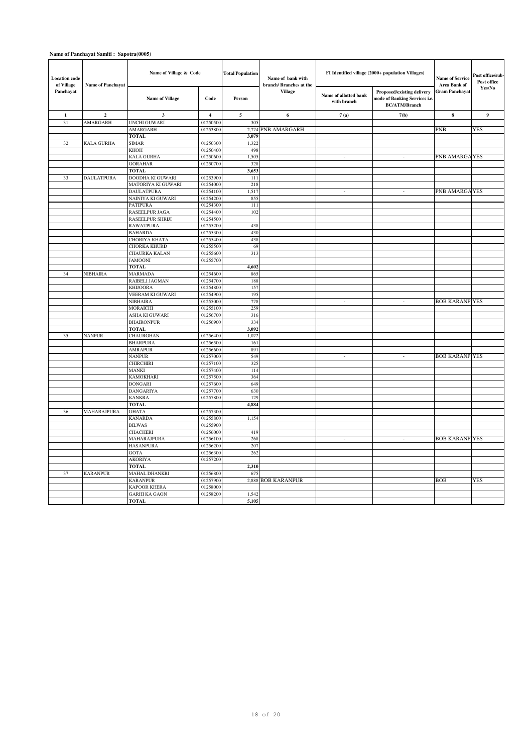**Name of Panchayat Samiti : Sapotra(0005)**

| Location code of Village Panchayat | Name of Panchayat | Name of Village & Code | | Total Population | Name of bank with branch/ Branches at the Village | FI Identified village (2000+ population Villages) | | Name of Service Area Bank of Gram Panchayat | Post office/sub-Post office Yes/No |
|---|---|---|---|---|---|---|---|---|---|
| | | Name of Village | Code | Person | | Name of allotted bank with branch | Proposed/existing delivery mode of Banking Services i.e. BC/ATM/Branch | | |
| 1 | 2 | 3 | 4 | 5 | 6 | 7 (a) | 7(b) | 8 | 9 |
| 31 | AMARGARH | UNCHI GUWARI | 01250500 | 305 | | | | | |
| | | AMARGARH | 01253800 | 2,774 | PNB AMARGARH | | | PNB | YES |
| | | TOTAL | | 3,079 | | | | | |
| 32 | KALA GURHA | SIMAR | 01250300 | 1,322 | | | | | |
| | | KHOH | 01250400 | 498 | | | | | |
| | | KALA GURHA | 01250600 | 1,505 | | - | - | PNB AMARGA | YES |
| | | GORAHAR | 01250700 | 328 | | | | | |
| | | TOTAL | | 3,653 | | | | | |
| 33 | DAULATPURA | DOODHA KI GUWARI | 01253900 | 111 | | | | | |
| | | MATORIYA KI GUWARI | 01254000 | 218 | | | | | |
| | | DAULATPURA | 01254100 | 1,517 | | - | - | PNB AMARGA | YES |
| | | NAINIYA KI GUWARI | 01254200 | 855 | | | | | |
| | | PATIPURA | 01254300 | 111 | | | | | |
| | | RASEELPUR JAGA | 01254400 | 102 | | | | | |
| | | RASEELPUR SHRIJI | 01254500 | | | | | | |
| | | RAWATPURA | 01255200 | 438 | | | | | |
| | | BAHARDA | 01255300 | 430 | | | | | |
| | | CHORIYA KHATA | 01255400 | 438 | | | | | |
| | | CHORKA KHURD | 01255500 | 69 | | | | | |
| | | CHAURKA KALAN | 01255600 | 313 | | | | | |
| | | JAMOONI | 01255700 | | | | | | |
| | | TOTAL | | 4,602 | | | | | |
| 34 | NIBHAIRA | MARMADA | 01254600 | 865 | | | | | |
| | | RAIBELI JAGMAN | 01254700 | 188 | | | | | |
| | | KHIJOORA | 01254800 | 157 | | | | | |
| | | VEERAM KI GUWARI | 01254900 | 195 | | | | | |
| | | NIBHAIRA | 01255000 | 778 | | - | - | BOB KARANP | YES |
| | | MORAICHI | 01255100 | 259 | | | | | |
| | | ASHA KI GUWARI | 01256700 | 316 | | | | | |
| | | BHAIRONPUR | 01256900 | 334 | | | | | |
| | | TOTAL | | 3,092 | | | | | |
| 35 | NANPUR | CHAURGHAN | 01256400 | 1,072 | | | | | |
| | | BHARPURA | 01256500 | 161 | | | | | |
| | | AMRAPUR | 01256600 | 891 | | | | | |
| | | NANPUR | 01257000 | 549 | | - | - | BOB KARANP | YES |
| | | CHIRCHIRI | 01257100 | 325 | | | | | |
| | | MANKI | 01257400 | 114 | | | | | |
| | | KAMOKHARI | 01257500 | 364 | | | | | |
| | | DONGARI | 01257600 | 649 | | | | | |
| | | DANGARIYA | 01257700 | 630 | | | | | |
| | | KANKRA | 01257800 | 129 | | | | | |
| | | TOTAL | | 4,884 | | | | | |
| 36 | MAHARAJPURA | GHATA | 01257300 | | | | | | |
| | | KANARDA | 01255800 | 1,154 | | | | | |
| | | BILWAS | 01255900 | | | | | | |
| | | CHACHERI | 01256000 | 419 | | | | | |
| | | MAHARAJPURA | 01256100 | 268 | | - | - | BOB KARANP | YES |
| | | HASANPURA | 01256200 | 207 | | | | | |
| | | GOTA | 01256300 | 262 | | | | | |
| | | AKORIYA | 01257200 | | | | | | |
| | | TOTAL | | 2,310 | | | | | |
| 37 | KARANPUR | MAHAL DHANKRI | 01256800 | 675 | | | | | |
| | | KARANPUR | 01257900 | 2,888 | BOB KARANPUR | | | BOB | YES |
| | | KAPOOR KHERA | 01258000 | | | | | | |
| | | GARHI KA GAON | 01258200 | 1,542 | | | | | |
| | | TOTAL | | 5,105 | | | | | |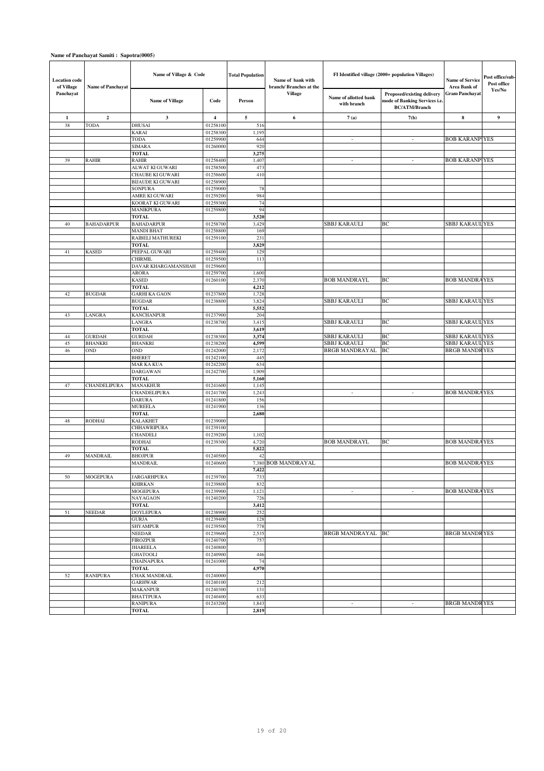**Name of Panchayat Samiti : Sapotra(0005)**

| Location code of Village Panchayat | Name of Panchayat | Name of Village & Code | | Total Population | Name of bank with branch/ Branches at the Village | FI Identified village (2000+ population Villages) | | Name of Service Area Bank of Gram Panchayat | Post office/sub-Post office Yes/No |
|---|---|---|---|---|---|---|---|---|---|
| | | Name of Village | Code | Person | | Name of allotted bank with branch | Proposed/existing delivery mode of Banking Services i.e. BC/ATM/Branch | | |
| 1 | 2 | 3 | 4 | 5 | 6 | 7 (a) | 7(b) | 8 | 9 |
| 38 | TODA | DHUSAI | 01258100 | 516 | | | | | |
| | | KARAI | 01258300 | 1,195 | | | | | |
| | | TODA | 01259900 | 644 | | - | - | BOB KARANP | YES |
| | | SIMARA | 01260000 | 920 | | | | | |
| | | TOTAL | | 3,275 | | | | | |
| 39 | RAHIR | RAHIR | 01258400 | 1,407 | | - | - | BOB KARANP | YES |
| | | ALWAT KI GUWARI | 01258500 | 473 | | | | | |
| | | CHAUBE KI GUWARI | 01258600 | 410 | | | | | |
| | | BIJAUDE KI GUWARI | 01258900 | | | | | | |
| | | SONPURA | 01259000 | 78 | | | | | |
| | | AMRE KI GUWARI | 01259200 | 984 | | | | | |
| | | KOORAT KI GUWARI | 01259300 | 74 | | | | | |
| | | MANIKPURA | 01259800 | 94 | | | | | |
| | | TOTAL | | 3,520 | | | | | |
| 40 | BAHADARPUR | BAHADARPUR | 01258700 | 3,429 | | SBBJ KARAULI | BC | SBBJ KARAUL | YES |
| | | MANDI BHAT | 01258800 | 169 | | | | | |
| | | RAIBELI MATHUREKI | 01259100 | 231 | | | | | |
| | | TOTAL | | 3,829 | | | | | |
| 41 | KASED | PEEPAL GUWARI | 01259400 | 129 | | | | | |
| | | CHIRMIL | 01259500 | 113 | | | | | |
| | | DAVAR KHARGAMANSHAH | 01259600 | | | | | | |
| | | ARORA | 01259700 | 1,600 | | | | | |
| | | KASED | 01260100 | 2,370 | | BOB MANDRAYL | BC | BOB MANDRA | YES |
| | | TOTAL | | 4,212 | | | | | |
| 42 | BUGDAR | GARHI KA GAON | 01237800 | 1,728 | | | | | |
| | | BUGDAR | 01238800 | 3,824 | | SBBJ KARAULI | BC | SBBJ KARAUL | YES |
| | | TOTAL | | 5,552 | | | | | |
| 43 | LANGRA | KANCHANPUR | 01237900 | 204 | | | | | |
| | | LANGRA | 01238700 | 3,415 | | SBBJ KARAULI | BC | SBBJ KARAUL | YES |
| | | TOTAL | | 3,619 | | | | | |
| 44 | GURDAH | GURDAH | 01238300 | 3,374 | | SBBJ KARAULI | BC | SBBJ KARAUL | YES |
| 45 | BHANKRI | BHANKRI | 01238200 | 4,599 | | SBBJ KARAULI | BC | SBBJ KARAUL | YES |
| 46 | OND | OND | 01242000 | 2,172 | | BRGB MANDRAYAL | BC | BRGB MANDR | YES |
| | | BHERET | 01242100 | 445 | | | | | |
| | | MAR KA KUA | 01242200 | 634 | | | | | |
| | | DARGAWAN | 01242700 | 1,909 | | | | | |
| | | TOTAL | | 5,160 | | | | | |
| 47 | CHANDELIPURA | MANAKHUR | 01241600 | 1,145 | | | | | |
| | | CHANDELIPURA | 01241700 | 1,243 | | - | - | BOB MANDRA | YES |
| | | DARURA | 01241800 | 156 | | | | | |
| | | MUREELA | 01241900 | 136 | | | | | |
| | | TOTAL | | 2,680 | | | | | |
| 48 | RODHAI | KALAKHET | 01239000 | | | | | | |
| | | CHHAWRIPURA | 01239100 | | | | | | |
| | | CHANDELI | 01239200 | 1,102 | | | | | |
| | | RODHAI | 01239300 | 4,720 | | BOB MANDRAYL | BC | BOB MANDRA | YES |
| | | TOTAL | | 5,822 | | | | | |
| 49 | MANDRAIL | BHOJPUR | 01240500 | 42 | | | | | |
| | | MANDRAIL | 01240600 | 7,380 | BOB MANDRAYAL | | | BOB MANDRA | YES |
| | | | | 7,422 | | | | | |
| 50 | MOGEPURA | JARGARHPURA | 01239700 | 733 | | | | | |
| | | KHIRKAN | 01239800 | 832 | | | | | |
| | | MOGEPURA | 01239900 | 1,121 | | - | - | BOB MANDRA | YES |
| | | NAYAGAON | 01240200 | 726 | | | | | |
| | | TOTAL | | 3,412 | | | | | |
| 51 | NEEDAR | DOYLEPURA | 01238900 | 252 | | | | | |
| | | GURJA | 01239400 | 128 | | | | | |
| | | SHYAMPUR | 01239500 | 778 | | | | | |
| | | NEEDAR | 01239600 | 2,535 | | BRGB MANDRAYAL | BC | BRGB MANDR | YES |
| | | FIROZPUR | 01240700 | 757 | | | | | |
| | | JHAREELA | 01240800 | | | | | | |
| | | GHATOOLI | 01240900 | 446 | | | | | |
| | | CHAINAPURA | 01241000 | 74 | | | | | |
| | | TOTAL | | 4,970 | | | | | |
| 52 | RANIPURA | CHAK MANDRAIL | 01240000 | | | | | | |
| | | GARHWAR | 01240100 | 212 | | | | | |
| | | MAKANPUR | 01240300 | 131 | | | | | |
| | | BHATTPURA | 01240400 | 633 | | | | | |
| | | RANIPURA | 01243200 | 1,843 | | - | - | BRGB MANDR | YES |
| | | TOTAL | | 2,819 | | | | | |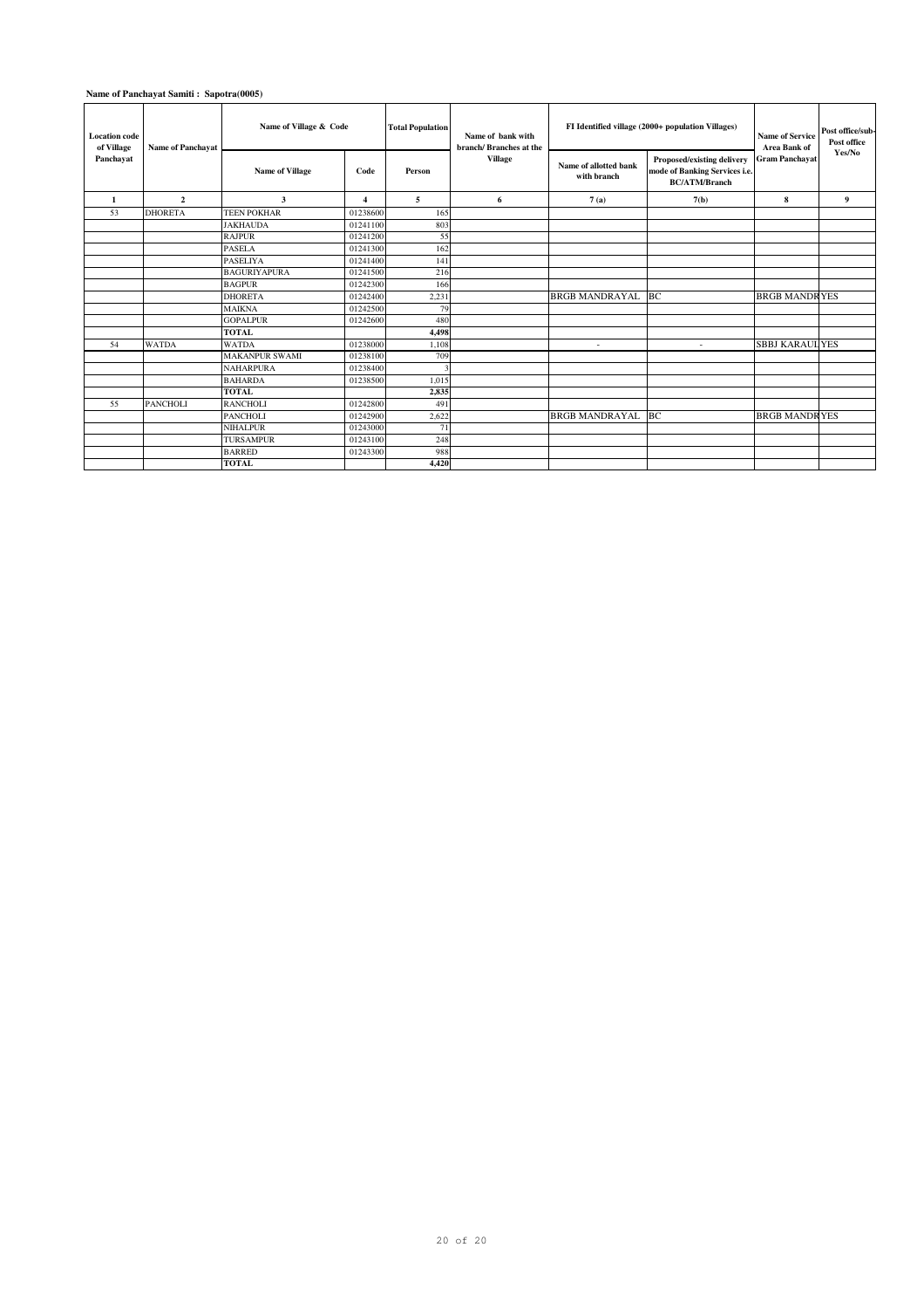**Name of Panchayat Samiti : Sapotra(0005)**

| Location code of Village Panchayat | Name of Panchayat | Name of Village & Code | | Total Population | Name of bank with branch/ Branches at the Village | FI Identified village (2000+ population Villages) | | Name of Service Area Bank of Gram Panchayat | Post office/sub-Post office Yes/No |
|---|---|---|---|---|---|---|---|---|---|
| | | Name of Village | Code | Person | | Name of allotted bank with branch | Proposed/existing delivery mode of Banking Services i.e. BC/ATM/Branch | | |
| 1 | 2 | 3 | 4 | 5 | 6 | 7 (a) | 7(b) | 8 | 9 |
| 53 | DHORETA | TEEN POKHAR | 01238600 | 165 | | | | | |
| | | JAKHAUDA | 01241100 | 803 | | | | | |
| | | RAJPUR | 01241200 | 55 | | | | | |
| | | PASELA | 01241300 | 162 | | | | | |
| | | PASELIYA | 01241400 | 141 | | | | | |
| | | BAGURIYAPURA | 01241500 | 216 | | | | | |
| | | BAGPUR | 01242300 | 166 | | | | | |
| | | DHORETA | 01242400 | 2,231 | | BRGB MANDRAYAL | BC | BRGB MANDR | YES |
| | | MAIKNA | 01242500 | 79 | | | | | |
| | | GOPALPUR | 01242600 | 480 | | | | | |
| | | **TOTAL** | | **4,498** | | | | | |
| 54 | WATDA | WATDA | 01238000 | 1,108 | | - | - | SBBJ KARAUL | YES |
| | | MAKANPUR SWAMI | 01238100 | 709 | | | | | |
| | | NAHARPURA | 01238400 | 3 | | | | | |
| | | BAHARDA | 01238500 | 1,015 | | | | | |
| | | **TOTAL** | | **2,835** | | | | | |
| 55 | PANCHOLI | RANCHOLI | 01242800 | 491 | | | | | |
| | | PANCHOLI | 01242900 | 2,622 | | BRGB MANDRAYAL | BC | BRGB MANDR | YES |
| | | NIHALPUR | 01243000 | 71 | | | | | |
| | | TURSAMPUR | 01243100 | 248 | | | | | |
| | | BARRED | 01243300 | 988 | | | | | |
| | | **TOTAL** | | **4,420** | | | | | |